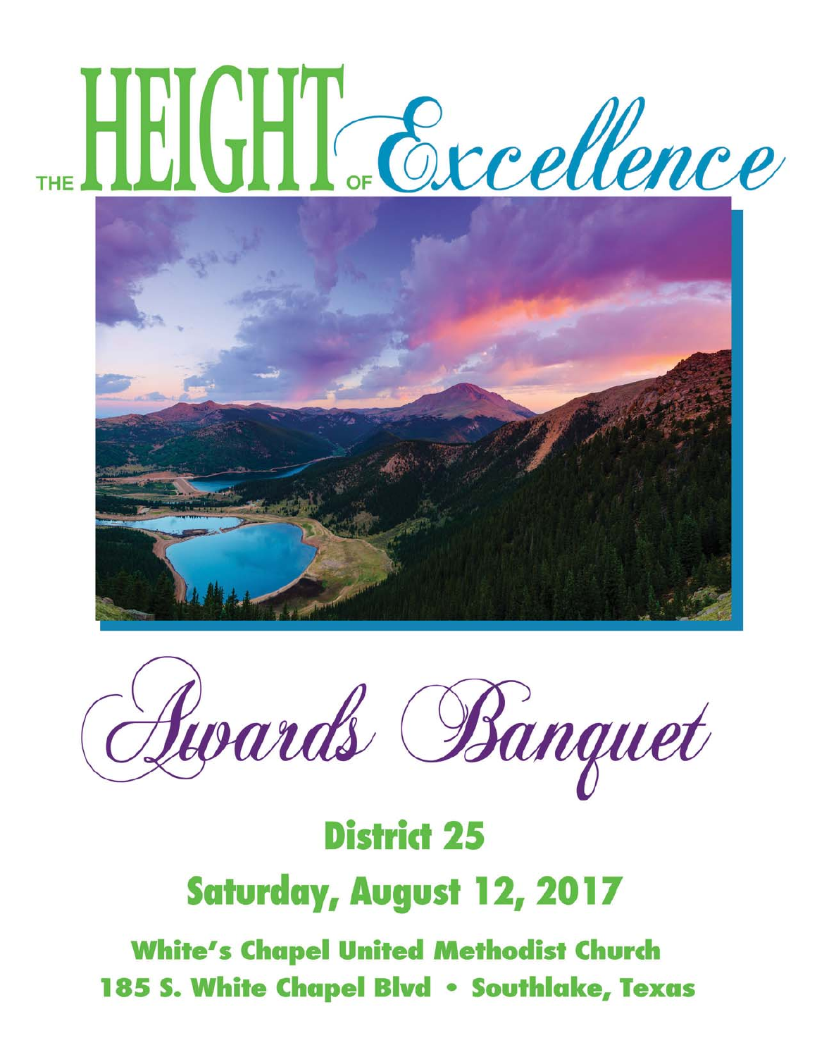# THE HEIGHT OF Excellence

# Awards Banquet

## District 25

## Saturday, August 12, 2017

**White's Chapel United Methodist Church**

**185 S. White Chapel Blvd • Southlake, Texas**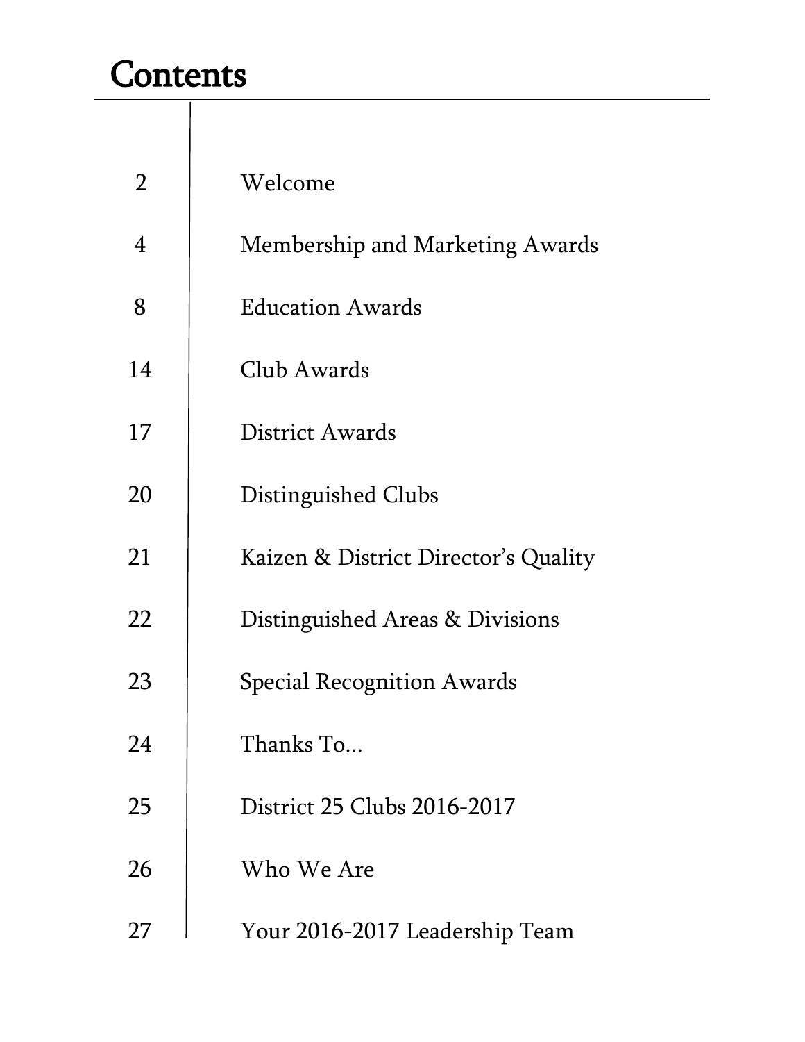# Contents

| | |
|---|---|
| 2 | Welcome |
| 4 | Membership and Marketing Awards |
| 8 | Education Awards |
| 14 | Club Awards |
| 17 | District Awards |
| 20 | Distinguished Clubs |
| 21 | Kaizen & District Director's Quality |
| 22 | Distinguished Areas & Divisions |
| 23 | Special Recognition Awards |
| 24 | Thanks To... |
| 25 | District 25 Clubs 2016-2017 |
| 26 | Who We Are |
| 27 | Your 2016-2017 Leadership Team |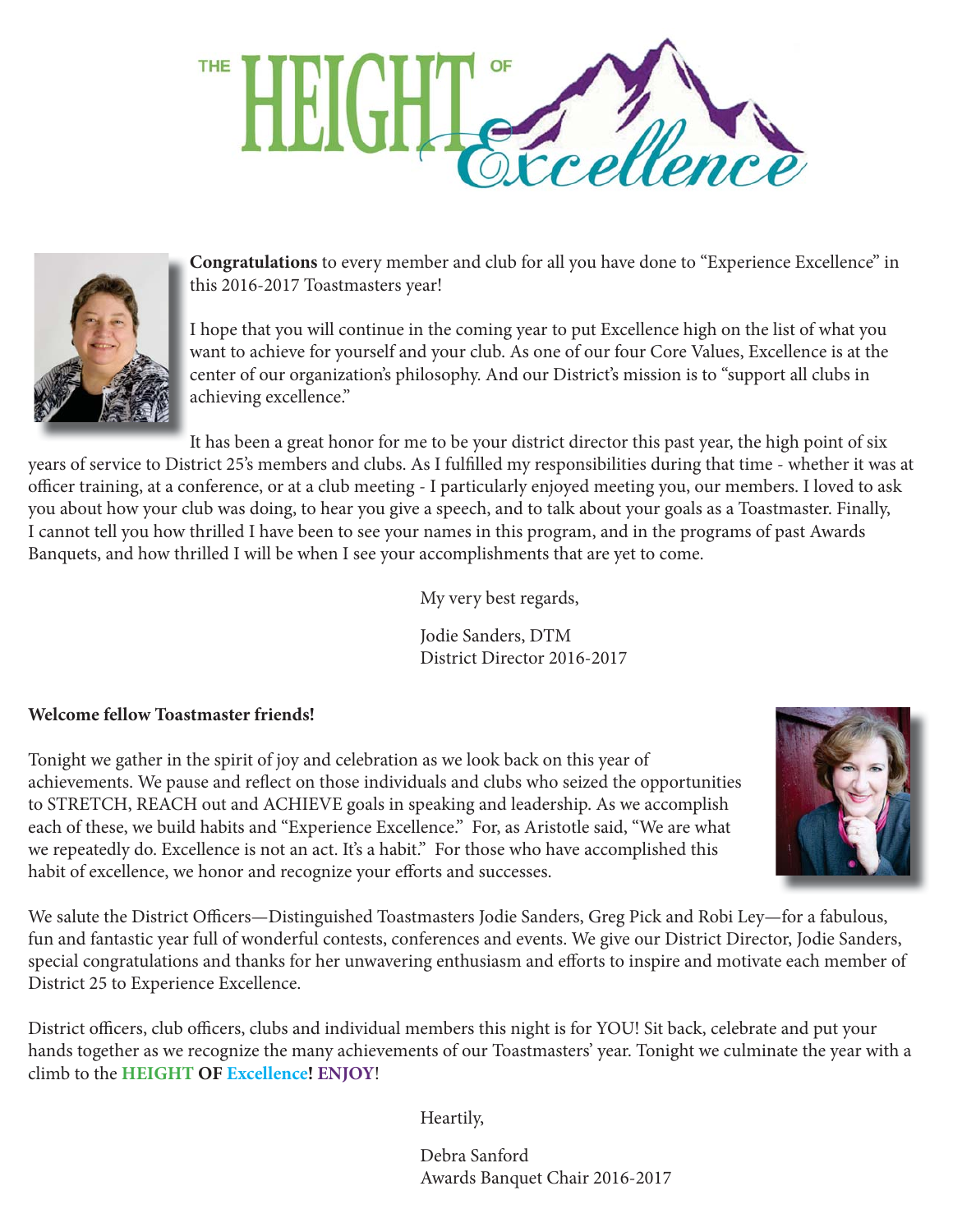# THE HEIGHT OF Excellence

**Congratulations** to every member and club for all you have done to "Experience Excellence" in this 2016-2017 Toastmasters year!

I hope that you will continue in the coming year to put Excellence high on the list of what you want to achieve for yourself and your club. As one of our four Core Values, Excellence is at the center of our organization's philosophy. And our District's mission is to "support all clubs in achieving excellence."

It has been a great honor for me to be your district director this past year, the high point of six years of service to District 25's members and clubs. As I fulfilled my responsibilities during that time - whether it was at officer training, at a conference, or at a club meeting - I particularly enjoyed meeting you, our members. I loved to ask you about how your club was doing, to hear you give a speech, and to talk about your goals as a Toastmaster. Finally, I cannot tell you how thrilled I have been to see your names in this program, and in the programs of past Awards Banquets, and how thrilled I will be when I see your accomplishments that are yet to come.

My very best regards,

Jodie Sanders, DTM
District Director 2016-2017

**Welcome fellow Toastmaster friends!**

Tonight we gather in the spirit of joy and celebration as we look back on this year of achievements. We pause and reflect on those individuals and clubs who seized the opportunities to STRETCH, REACH out and ACHIEVE goals in speaking and leadership. As we accomplish each of these, we build habits and "Experience Excellence." For, as Aristotle said, "We are what we repeatedly do. Excellence is not an act. It's a habit." For those who have accomplished this habit of excellence, we honor and recognize your efforts and successes.

We salute the District Officers—Distinguished Toastmasters Jodie Sanders, Greg Pick and Robi Ley—for a fabulous, fun and fantastic year full of wonderful contests, conferences and events. We give our District Director, Jodie Sanders, special congratulations and thanks for her unwavering enthusiasm and efforts to inspire and motivate each member of District 25 to Experience Excellence.

District officers, club officers, clubs and individual members this night is for YOU! Sit back, celebrate and put your hands together as we recognize the many achievements of our Toastmasters' year. Tonight we culminate the year with a climb to the **HEIGHT OF Excellence! ENJOY**!

Heartily,

Debra Sanford
Awards Banquet Chair 2016-2017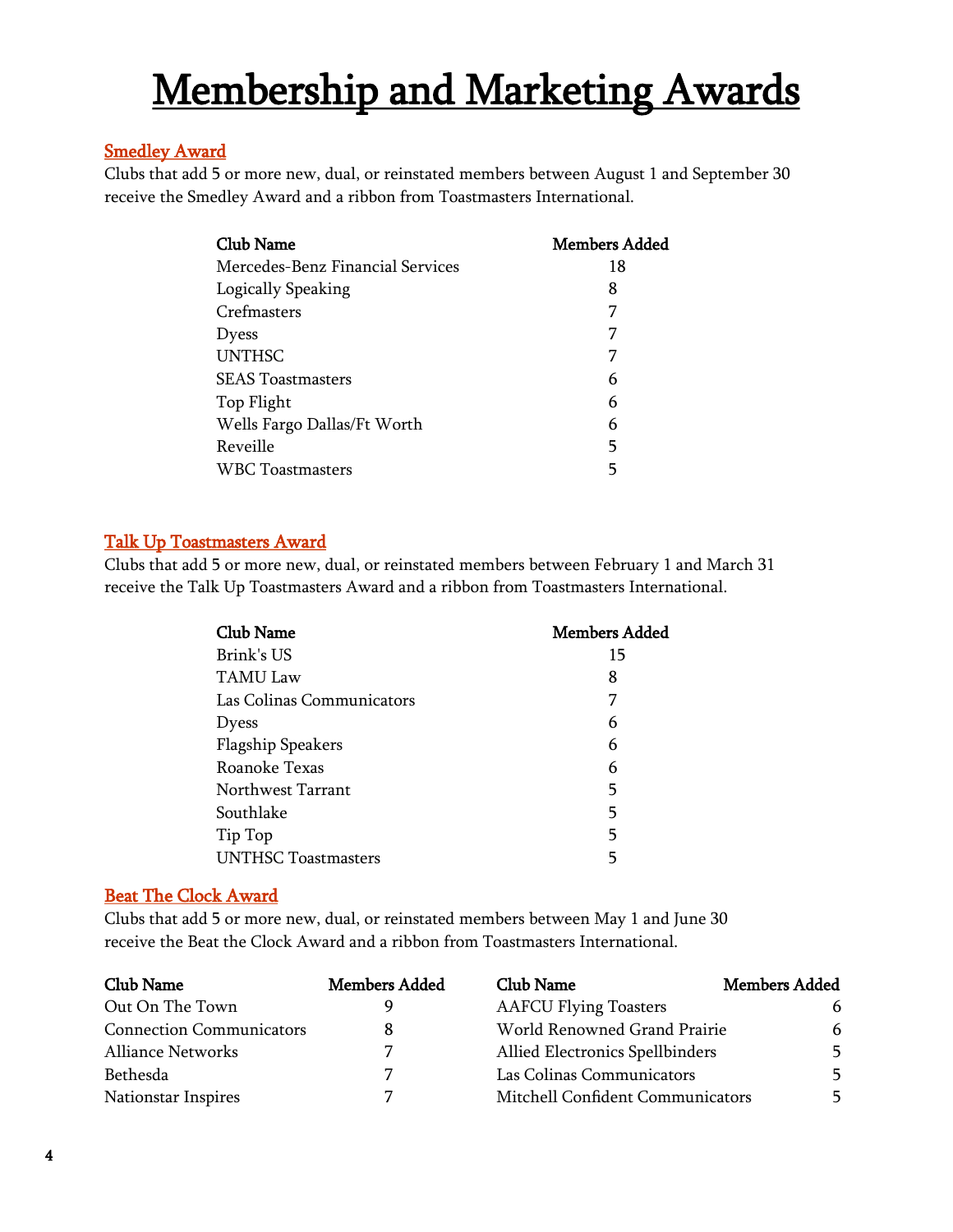# Membership and Marketing Awards

## Smedley Award

Clubs that add 5 or more new, dual, or reinstated members between August 1 and September 30 receive the Smedley Award and a ribbon from Toastmasters International.

| Club Name | Members Added |
|---|---|
| Mercedes-Benz Financial Services | 18 |
| Logically Speaking | 8 |
| Crefmasters | 7 |
| Dyess | 7 |
| UNTHSC | 7 |
| SEAS Toastmasters | 6 |
| Top Flight | 6 |
| Wells Fargo Dallas/Ft Worth | 6 |
| Reveille | 5 |
| WBC Toastmasters | 5 |

## Talk Up Toastmasters Award

Clubs that add 5 or more new, dual, or reinstated members between February 1 and March 31 receive the Talk Up Toastmasters Award and a ribbon from Toastmasters International.

| Club Name | Members Added |
|---|---|
| Brink's US | 15 |
| TAMU Law | 8 |
| Las Colinas Communicators | 7 |
| Dyess | 6 |
| Flagship Speakers | 6 |
| Roanoke Texas | 6 |
| Northwest Tarrant | 5 |
| Southlake | 5 |
| Tip Top | 5 |
| UNTHSC Toastmasters | 5 |

## Beat The Clock Award

Clubs that add 5 or more new, dual, or reinstated members between May 1 and June 30 receive the Beat the Clock Award and a ribbon from Toastmasters International.

| Club Name | Members Added |
|---|---|
| Out On The Town | 9 |
| Connection Communicators | 8 |
| Alliance Networks | 7 |
| Bethesda | 7 |
| Nationstar Inspires | 7 |
| AAFCU Flying Toasters | 6 |
| World Renowned Grand Prairie | 6 |
| Allied Electronics Spellbinders | 5 |
| Las Colinas Communicators | 5 |
| Mitchell Confident Communicators | 5 |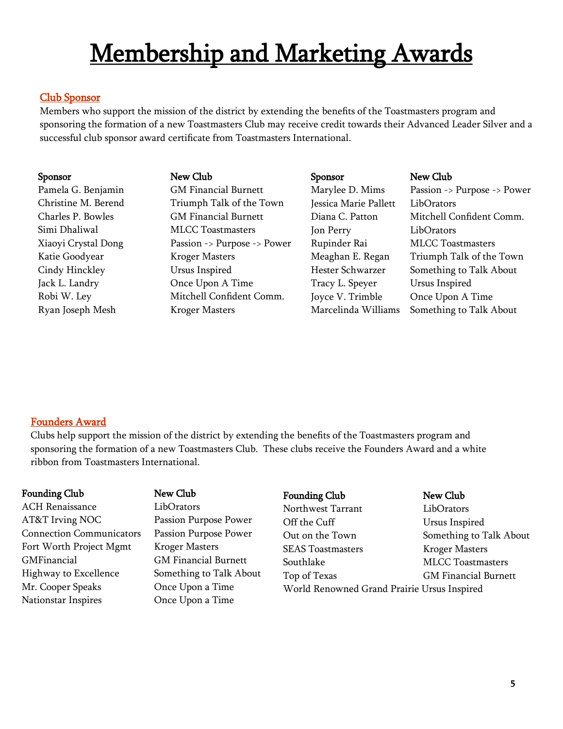# Membership and Marketing Awards

## Club Sponsor

Members who support the mission of the district by extending the benefits of the Toastmasters program and sponsoring the formation of a new Toastmasters Club may receive credit towards their Advanced Leader Silver and a successful club sponsor award certificate from Toastmasters International.

| Sponsor | New Club |
|---|---|
| Pamela G. Benjamin | GM Financial Burnett |
| Christine M. Berend | Triumph Talk of the Town |
| Charles P. Bowles | GM Financial Burnett |
| Simi Dhaliwal | MLCC Toastmasters |
| Xiaoyi Crystal Dong | Passion -> Purpose -> Power |
| Katie Goodyear | Kroger Masters |
| Cindy Hinckley | Ursus Inspired |
| Jack L. Landry | Once Upon A Time |
| Robi W. Ley | Mitchell Confident Comm. |
| Ryan Joseph Mesh | Kroger Masters |
| Marylee D. Mims | Passion -> Purpose -> Power |
| Jessica Marie Pallett | LibOrators |
| Diana C. Patton | Mitchell Confident Comm. |
| Jon Perry | LibOrators |
| Rupinder Rai | MLCC Toastmasters |
| Meaghan E. Regan | Triumph Talk of the Town |
| Hester Schwarzer | Something to Talk About |
| Tracy L. Speyer | Ursus Inspired |
| Joyce V. Trimble | Once Upon A Time |
| Marcelinda Williams | Something to Talk About |

## Founders Award

Clubs help support the mission of the district by extending the benefits of the Toastmasters program and sponsoring the formation of a new Toastmasters Club. These clubs receive the Founders Award and a white ribbon from Toastmasters International.

| Founding Club | New Club |
|---|---|
| ACH Renaissance | LibOrators |
| AT&T Irving NOC | Passion Purpose Power |
| Connection Communicators | Passion Purpose Power |
| Fort Worth Project Mgmt | Kroger Masters |
| GMFinancial | GM Financial Burnett |
| Highway to Excellence | Something to Talk About |
| Mr. Cooper Speaks | Once Upon a Time |
| Nationstar Inspires | Once Upon a Time |
| Northwest Tarrant | LibOrators |
| Off the Cuff | Ursus Inspired |
| Out on the Town | Something to Talk About |
| SEAS Toastmasters | Kroger Masters |
| Southlake | MLCC Toastmasters |
| Top of Texas | GM Financial Burnett |
| World Renowned Grand Prairie | Ursus Inspired |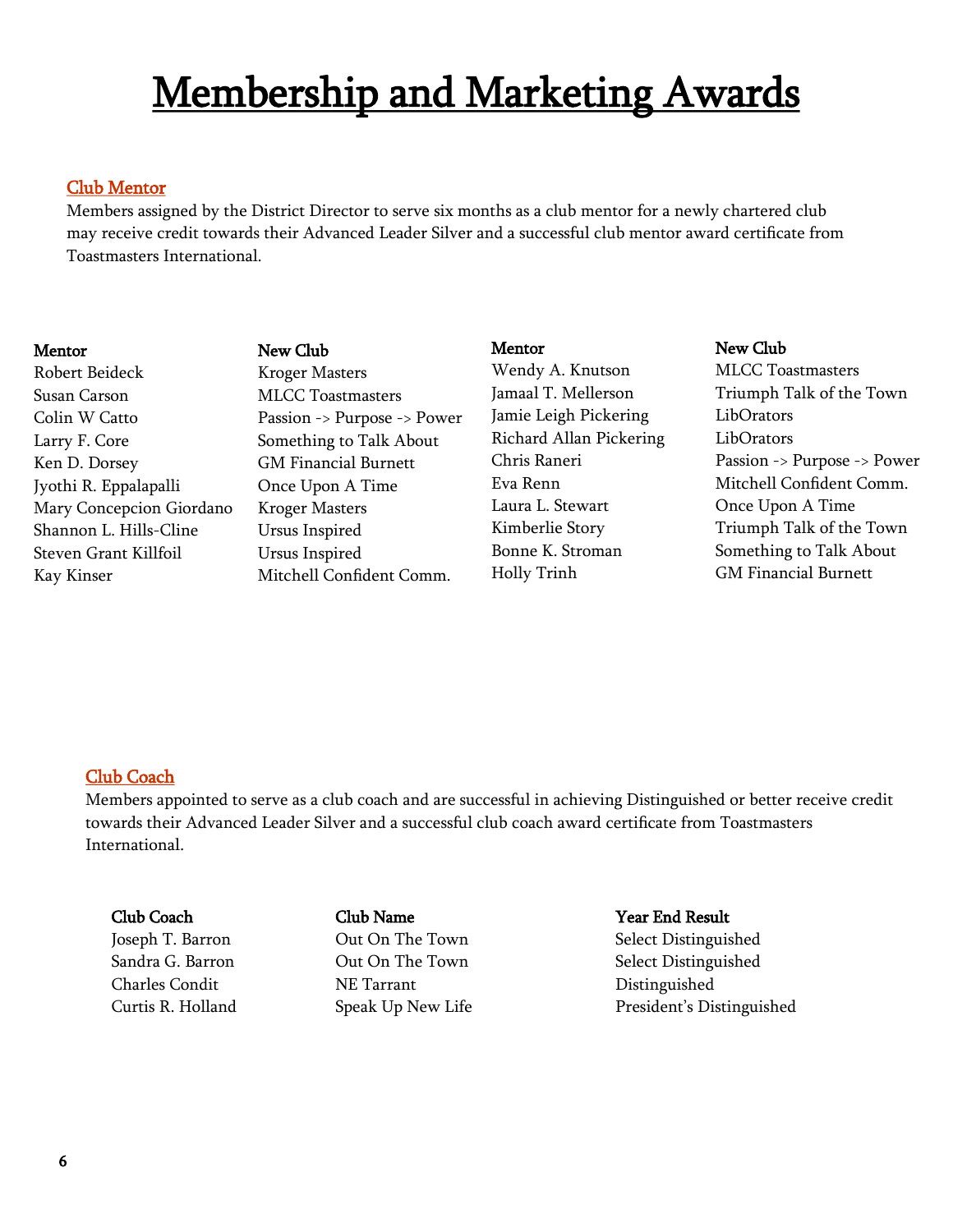# Membership and Marketing Awards

## Club Mentor

Members assigned by the District Director to serve six months as a club mentor for a newly chartered club may receive credit towards their Advanced Leader Silver and a successful club mentor award certificate from Toastmasters International.

| Mentor | New Club |
|---|---|
| Robert Beideck | Kroger Masters |
| Susan Carson | MLCC Toastmasters |
| Colin W Catto | Passion -> Purpose -> Power |
| Larry F. Core | Something to Talk About |
| Ken D. Dorsey | GM Financial Burnett |
| Jyothi R. Eppalapalli | Once Upon A Time |
| Mary Concepcion Giordano | Kroger Masters |
| Shannon L. Hills-Cline | Ursus Inspired |
| Steven Grant Killfoil | Ursus Inspired |
| Kay Kinser | Mitchell Confident Comm. |
| Wendy A. Knutson | MLCC Toastmasters |
| Jamaal T. Mellerson | Triumph Talk of the Town |
| Jamie Leigh Pickering | LibOrators |
| Richard Allan Pickering | LibOrators |
| Chris Raneri | Passion -> Purpose -> Power |
| Eva Renn | Mitchell Confident Comm. |
| Laura L. Stewart | Once Upon A Time |
| Kimberlie Story | Triumph Talk of the Town |
| Bonne K. Stroman | Something to Talk About |
| Holly Trinh | GM Financial Burnett |

## Club Coach

Members appointed to serve as a club coach and are successful in achieving Distinguished or better receive credit towards their Advanced Leader Silver and a successful club coach award certificate from Toastmasters International.

| Club Coach | Club Name | Year End Result |
|---|---|---|
| Joseph T. Barron | Out On The Town | Select Distinguished |
| Sandra G. Barron | Out On The Town | Select Distinguished |
| Charles Condit | NE Tarrant | Distinguished |
| Curtis R. Holland | Speak Up New Life | President's Distinguished |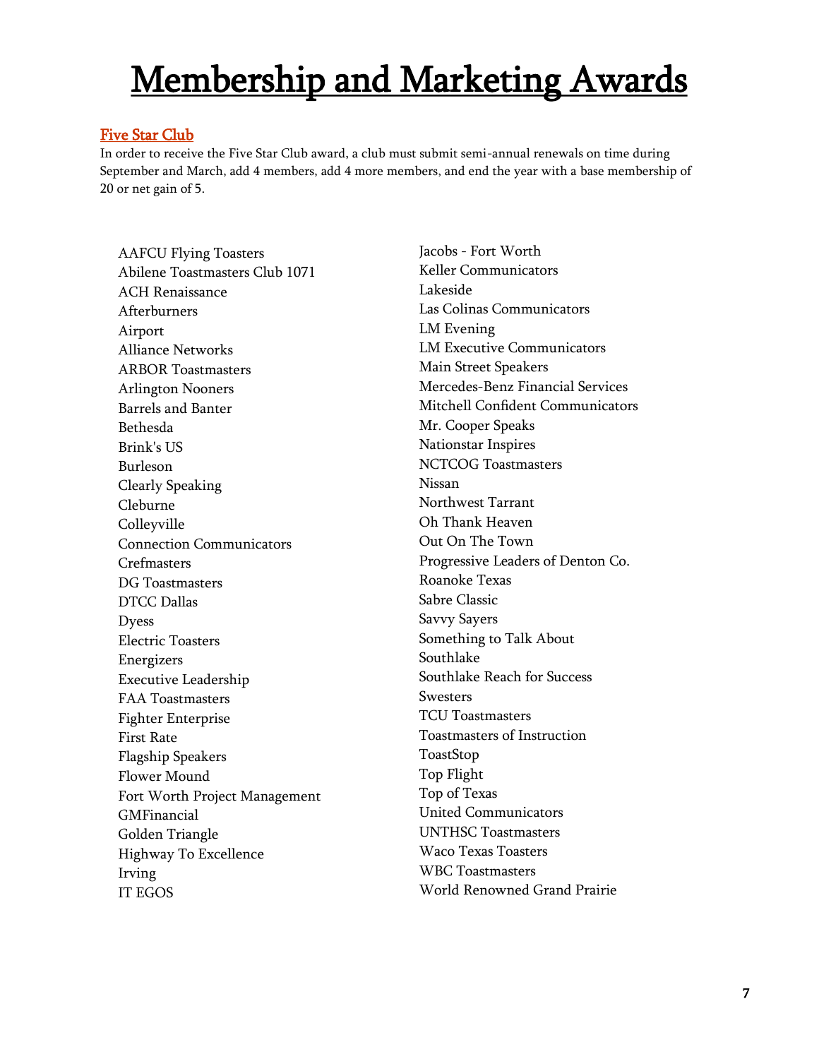# Membership and Marketing Awards

## Five Star Club

In order to receive the Five Star Club award, a club must submit semi-annual renewals on time during September and March, add 4 members, add 4 more members, and end the year with a base membership of 20 or net gain of 5.

AAFCU Flying Toasters
Abilene Toastmasters Club 1071
ACH Renaissance
Afterburners
Airport
Alliance Networks
ARBOR Toastmasters
Arlington Nooners
Barrels and Banter
Bethesda
Brink's US
Burleson
Clearly Speaking
Cleburne
Colleyville
Connection Communicators
Crefmasters
DG Toastmasters
DTCC Dallas
Dyess
Electric Toasters
Energizers
Executive Leadership
FAA Toastmasters
Fighter Enterprise
First Rate
Flagship Speakers
Flower Mound
Fort Worth Project Management
GMFinancial
Golden Triangle
Highway To Excellence
Irving
IT EGOS
Jacobs - Fort Worth
Keller Communicators
Lakeside
Las Colinas Communicators
LM Evening
LM Executive Communicators
Main Street Speakers
Mercedes-Benz Financial Services
Mitchell Confident Communicators
Mr. Cooper Speaks
Nationstar Inspires
NCTCOG Toastmasters
Nissan
Northwest Tarrant
Oh Thank Heaven
Out On The Town
Progressive Leaders of Denton Co.
Roanoke Texas
Sabre Classic
Savvy Sayers
Something to Talk About
Southlake
Southlake Reach for Success
Swesters
TCU Toastmasters
Toastmasters of Instruction
ToastStop
Top Flight
Top of Texas
United Communicators
UNTHSC Toastmasters
Waco Texas Toasters
WBC Toastmasters
World Renowned Grand Prairie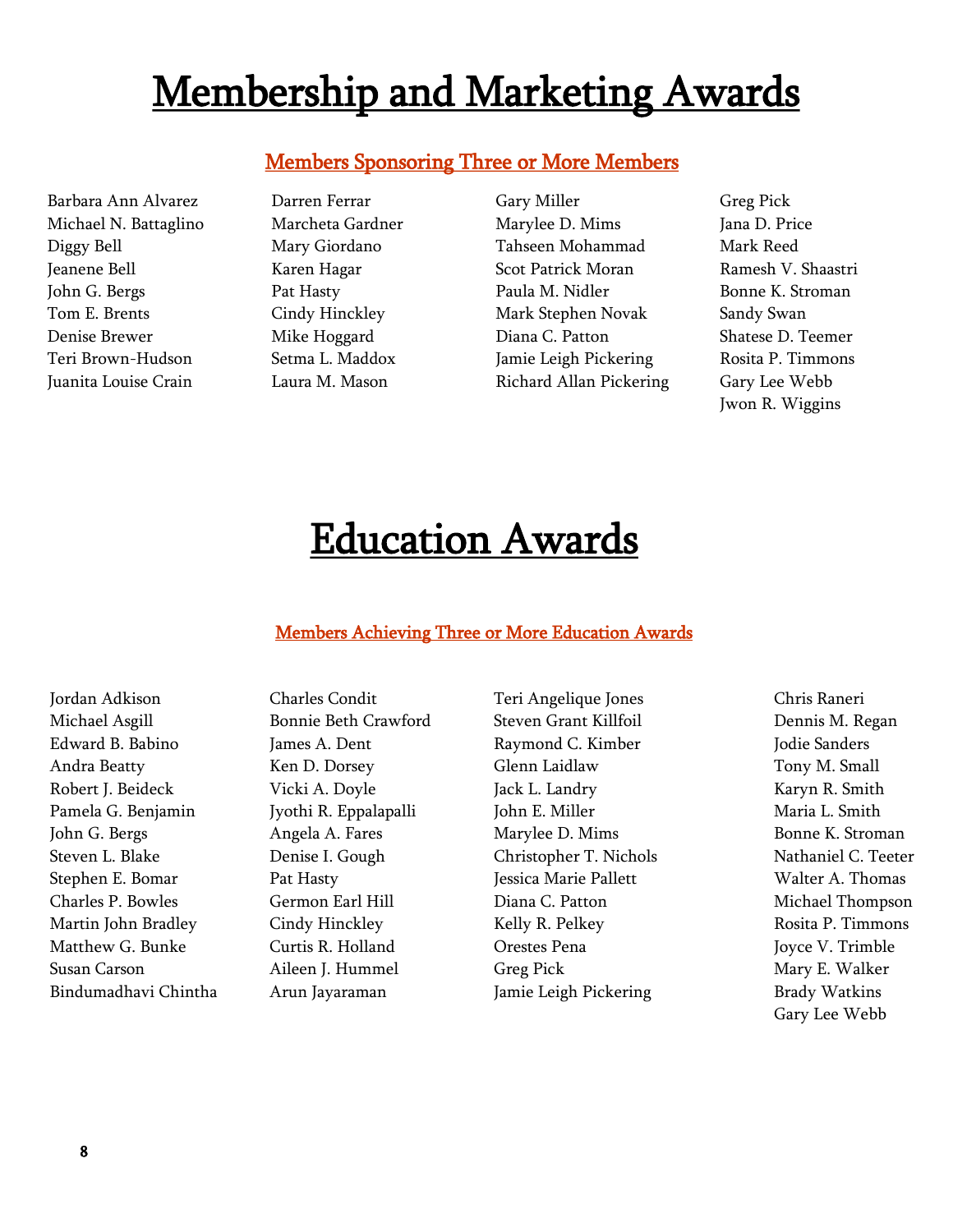# Membership and Marketing Awards

## Members Sponsoring Three or More Members

Barbara Ann Alvarez
Michael N. Battaglino
Diggy Bell
Jeanene Bell
John G. Bergs
Tom E. Brents
Denise Brewer
Teri Brown-Hudson
Juanita Louise Crain
Darren Ferrar
Marcheta Gardner
Mary Giordano
Karen Hagar
Pat Hasty
Cindy Hinckley
Mike Hoggard
Setma L. Maddox
Laura M. Mason
Gary Miller
Marylee D. Mims
Tahseen Mohammad
Scot Patrick Moran
Paula M. Nidler
Mark Stephen Novak
Diana C. Patton
Jamie Leigh Pickering
Richard Allan Pickering
Greg Pick
Jana D. Price
Mark Reed
Ramesh V. Shaastri
Bonne K. Stroman
Sandy Swan
Shatese D. Teemer
Rosita P. Timmons
Gary Lee Webb
Jwon R. Wiggins

# Education Awards

## Members Achieving Three or More Education Awards

Jordan Adkison
Michael Asgill
Edward B. Babino
Andra Beatty
Robert J. Beideck
Pamela G. Benjamin
John G. Bergs
Steven L. Blake
Stephen E. Bomar
Charles P. Bowles
Martin John Bradley
Matthew G. Bunke
Susan Carson
Bindumadhavi Chintha
Charles Condit
Bonnie Beth Crawford
James A. Dent
Ken D. Dorsey
Vicki A. Doyle
Jyothi R. Eppalapalli
Angela A. Fares
Denise I. Gough
Pat Hasty
Germon Earl Hill
Cindy Hinckley
Curtis R. Holland
Aileen J. Hummel
Arun Jayaraman
Teri Angelique Jones
Steven Grant Killfoil
Raymond C. Kimber
Glenn Laidlaw
Jack L. Landry
John E. Miller
Marylee D. Mims
Christopher T. Nichols
Jessica Marie Pallett
Diana C. Patton
Kelly R. Pelkey
Orestes Pena
Greg Pick
Jamie Leigh Pickering
Chris Raneri
Dennis M. Regan
Jodie Sanders
Tony M. Small
Karyn R. Smith
Maria L. Smith
Bonne K. Stroman
Nathaniel C. Teeter
Walter A. Thomas
Michael Thompson
Rosita P. Timmons
Joyce V. Trimble
Mary E. Walker
Brady Watkins
Gary Lee Webb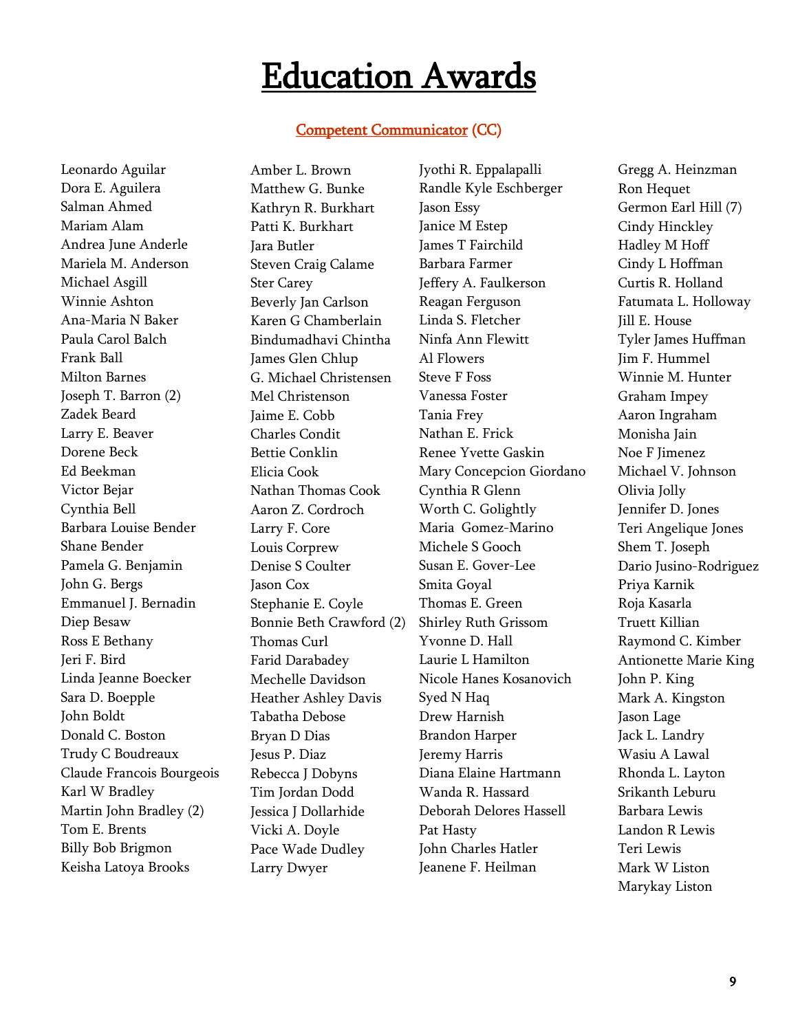# Education Awards

### Competent Communicator (CC)

Leonardo Aguilar
Dora E. Aguilera
Salman Ahmed
Mariam Alam
Andrea June Anderle
Mariela M. Anderson
Michael Asgill
Winnie Ashton
Ana-Maria N Baker
Paula Carol Balch
Frank Ball
Milton Barnes
Joseph T. Barron (2)
Zadek Beard
Larry E. Beaver
Dorene Beck
Ed Beekman
Victor Bejar
Cynthia Bell
Barbara Louise Bender
Shane Bender
Pamela G. Benjamin
John G. Bergs
Emmanuel J. Bernadin
Diep Besaw
Ross E Bethany
Jeri F. Bird
Linda Jeanne Boecker
Sara D. Boepple
John Boldt
Donald C. Boston
Trudy C Boudreaux
Claude Francois Bourgeois
Karl W Bradley
Martin John Bradley (2)
Tom E. Brents
Billy Bob Brigmon
Keisha Latoya Brooks
Amber L. Brown
Matthew G. Bunke
Kathryn R. Burkhart
Patti K. Burkhart
Jara Butler
Steven Craig Calame
Ster Carey
Beverly Jan Carlson
Karen G Chamberlain
Bindumadhavi Chintha
James Glen Chlup
G. Michael Christensen
Mel Christenson
Jaime E. Cobb
Charles Condit
Bettie Conklin
Elicia Cook
Nathan Thomas Cook
Aaron Z. Cordroch
Larry F. Core
Louis Corprew
Denise S Coulter
Jason Cox
Stephanie E. Coyle
Bonnie Beth Crawford (2)
Thomas Curl
Farid Darabadey
Mechelle Davidson
Heather Ashley Davis
Tabatha Debose
Bryan D Dias
Jesus P. Diaz
Rebecca J Dobyns
Tim Jordan Dodd
Jessica J Dollarhide
Vicki A. Doyle
Pace Wade Dudley
Larry Dwyer
Jyothi R. Eppalapalli
Randle Kyle Eschberger
Jason Essy
Janice M Estep
James T Fairchild
Barbara Farmer
Jeffery A. Faulkerson
Reagan Ferguson
Linda S. Fletcher
Ninfa Ann Flewitt
Al Flowers
Steve F Foss
Vanessa Foster
Tania Frey
Nathan E. Frick
Renee Yvette Gaskin
Mary Concepcion Giordano
Cynthia R Glenn
Worth C. Golightly
Maria Gomez-Marino
Michele S Gooch
Susan E. Gover-Lee
Smita Goyal
Thomas E. Green
Shirley Ruth Grissom
Yvonne D. Hall
Laurie L Hamilton
Nicole Hanes Kosanovich
Syed N Haq
Drew Harnish
Brandon Harper
Jeremy Harris
Diana Elaine Hartmann
Wanda R. Hassard
Deborah Delores Hassell
Pat Hasty
John Charles Hatler
Jeanene F. Heilman
Gregg A. Heinzman
Ron Hequet
Germon Earl Hill (7)
Cindy Hinckley
Hadley M Hoff
Cindy L Hoffman
Curtis R. Holland
Fatumata L. Holloway
Jill E. House
Tyler James Huffman
Jim F. Hummel
Winnie M. Hunter
Graham Impey
Aaron Ingraham
Monisha Jain
Noe F Jimenez
Michael V. Johnson
Olivia Jolly
Jennifer D. Jones
Teri Angelique Jones
Shem T. Joseph
Dario Jusino-Rodriguez
Priya Karnik
Roja Kasarla
Truett Killian
Raymond C. Kimber
Antionette Marie King
John P. King
Mark A. Kingston
Jason Lage
Jack L. Landry
Wasiu A Lawal
Rhonda L. Layton
Srikanth Leburu
Barbara Lewis
Landon R Lewis
Teri Lewis
Mark W Liston
Marykay Liston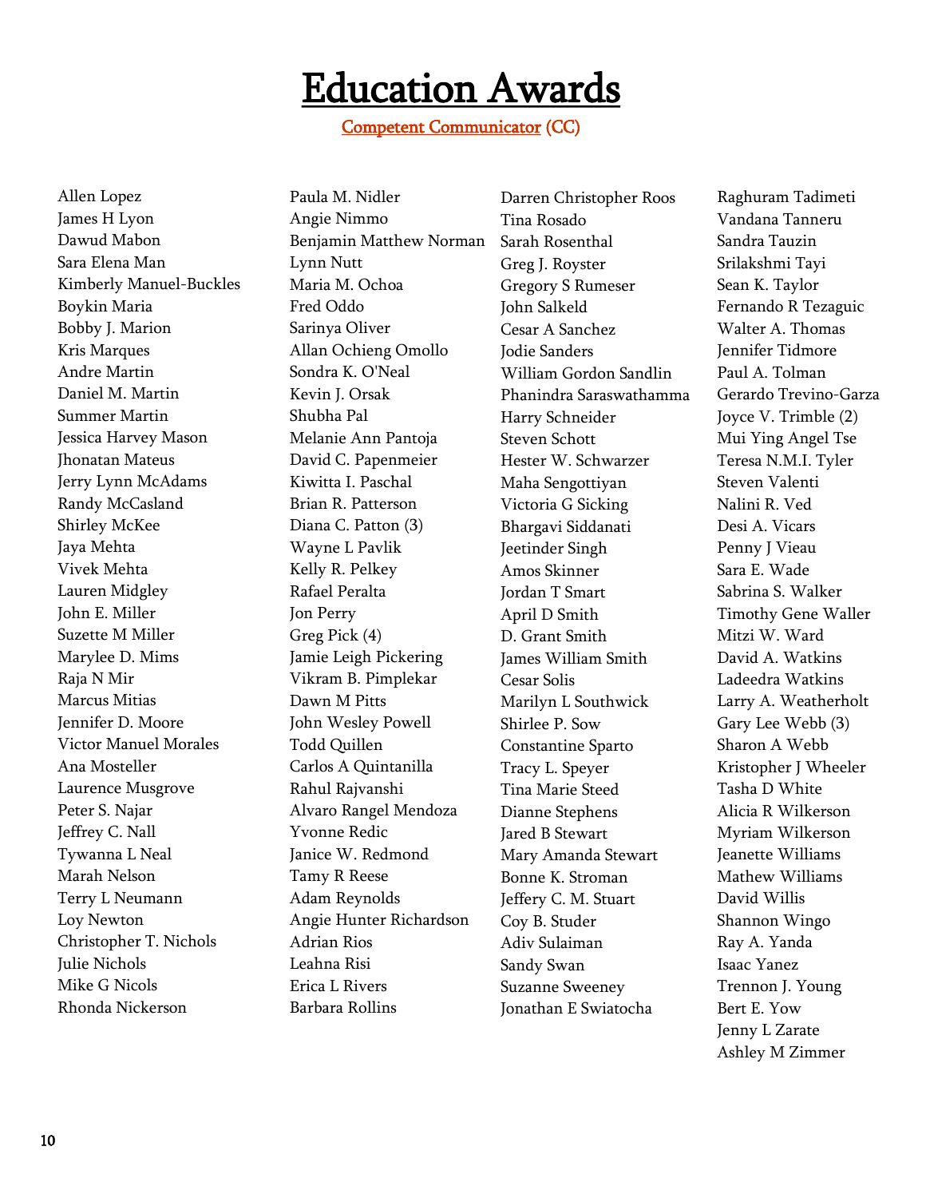# Education Awards

Competent Communicator (CC)

Allen Lopez
James H Lyon
Dawud Mabon
Sara Elena Man
Kimberly Manuel-Buckles
Boykin Maria
Bobby J. Marion
Kris Marques
Andre Martin
Daniel M. Martin
Summer Martin
Jessica Harvey Mason
Jhonatan Mateus
Jerry Lynn McAdams
Randy McCasland
Shirley McKee
Jaya Mehta
Vivek Mehta
Lauren Midgley
John E. Miller
Suzette M Miller
Marylee D. Mims
Raja N Mir
Marcus Mitias
Jennifer D. Moore
Victor Manuel Morales
Ana Mosteller
Laurence Musgrove
Peter S. Najar
Jeffrey C. Nall
Tywanna L Neal
Marah Nelson
Terry L Neumann
Loy Newton
Christopher T. Nichols
Julie Nichols
Mike G Nicols
Rhonda Nickerson
Paula M. Nidler
Angie Nimmo
Benjamin Matthew Norman
Lynn Nutt
Maria M. Ochoa
Fred Oddo
Sarinya Oliver
Allan Ochieng Omollo
Sondra K. O'Neal
Kevin J. Orsak
Shubha Pal
Melanie Ann Pantoja
David C. Papenmeier
Kiwitta I. Paschal
Brian R. Patterson
Diana C. Patton (3)
Wayne L Pavlik
Kelly R. Pelkey
Rafael Peralta
Jon Perry
Greg Pick (4)
Jamie Leigh Pickering
Vikram B. Pimplekar
Dawn M Pitts
John Wesley Powell
Todd Quillen
Carlos A Quintanilla
Rahul Rajvanshi
Alvaro Rangel Mendoza
Yvonne Redic
Janice W. Redmond
Tamy R Reese
Adam Reynolds
Angie Hunter Richardson
Adrian Rios
Leahna Risi
Erica L Rivers
Barbara Rollins
Darren Christopher Roos
Tina Rosado
Sarah Rosenthal
Greg J. Royster
Gregory S Rumeser
John Salkeld
Cesar A Sanchez
Jodie Sanders
William Gordon Sandlin
Phanindra Saraswathamma
Harry Schneider
Steven Schott
Hester W. Schwarzer
Maha Sengottiyan
Victoria G Sicking
Bhargavi Siddanati
Jeetinder Singh
Amos Skinner
Jordan T Smart
April D Smith
D. Grant Smith
James William Smith
Cesar Solis
Marilyn L Southwick
Shirlee P. Sow
Constantine Sparto
Tracy L. Speyer
Tina Marie Steed
Dianne Stephens
Jared B Stewart
Mary Amanda Stewart
Bonne K. Stroman
Jeffery C. M. Stuart
Coy B. Studer
Adiv Sulaiman
Sandy Swan
Suzanne Sweeney
Jonathan E Swiatocha
Raghuram Tadimeti
Vandana Tanneru
Sandra Tauzin
Srilakshmi Tayi
Sean K. Taylor
Fernando R Tezaguic
Walter A. Thomas
Jennifer Tidmore
Paul A. Tolman
Gerardo Trevino-Garza
Joyce V. Trimble (2)
Mui Ying Angel Tse
Teresa N.M.I. Tyler
Steven Valenti
Nalini R. Ved
Desi A. Vicars
Penny J Vieau
Sara E. Wade
Sabrina S. Walker
Timothy Gene Waller
Mitzi W. Ward
David A. Watkins
Ladeedra Watkins
Larry A. Weatherholt
Gary Lee Webb (3)
Sharon A Webb
Kristopher J Wheeler
Tasha D White
Alicia R Wilkerson
Myriam Wilkerson
Jeanette Williams
Mathew Williams
David Willis
Shannon Wingo
Ray A. Yanda
Isaac Yanez
Trennon J. Young
Bert E. Yow
Jenny L Zarate
Ashley M Zimmer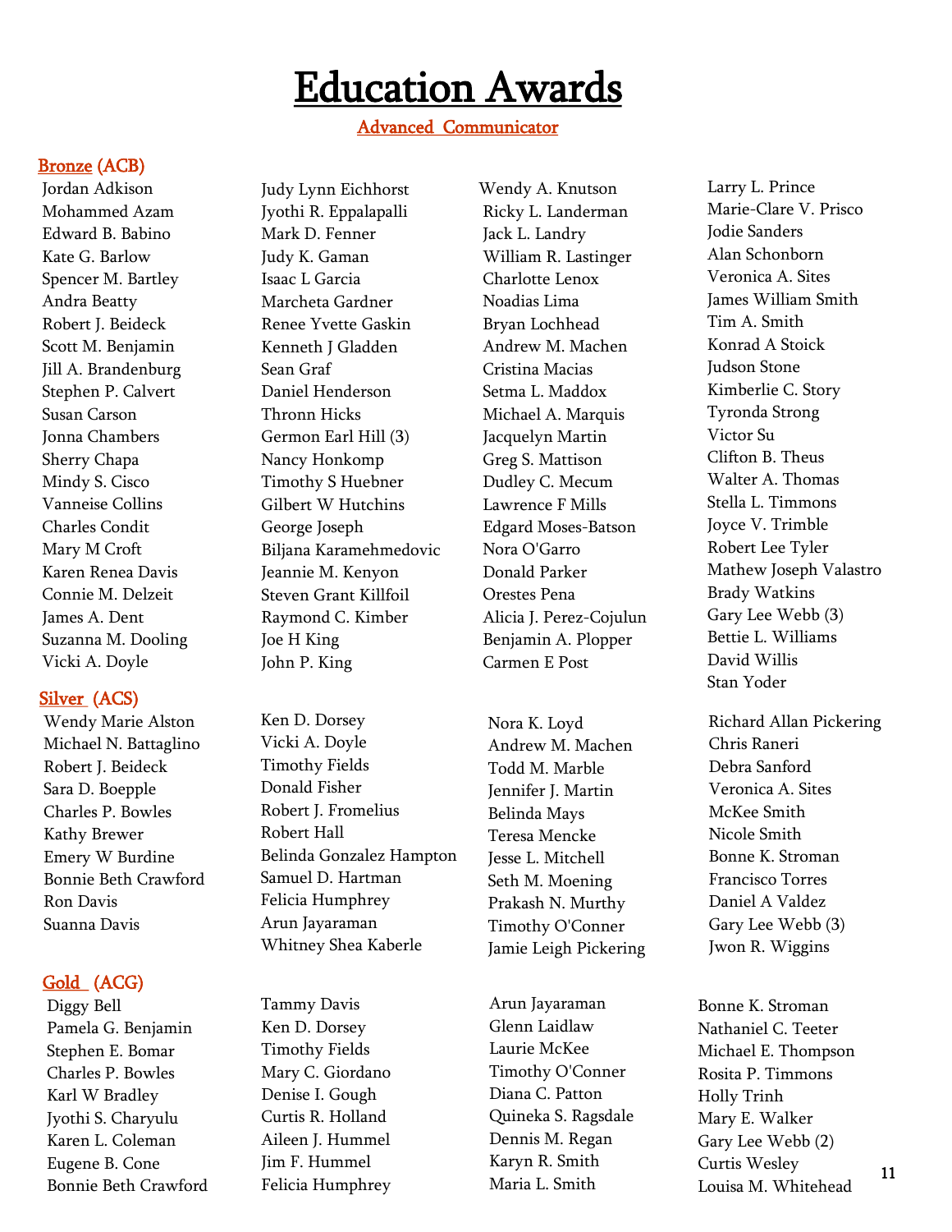# Education Awards

## Advanced Communicator

### Bronze (ACB)

Jordan Adkison
Mohammed Azam
Edward B. Babino
Kate G. Barlow
Spencer M. Bartley
Andra Beatty
Robert J. Beideck
Scott M. Benjamin
Jill A. Brandenburg
Stephen P. Calvert
Susan Carson
Jonna Chambers
Sherry Chapa
Mindy S. Cisco
Vanneise Collins
Charles Condit
Mary M Croft
Karen Renea Davis
Connie M. Delzeit
James A. Dent
Suzanna M. Dooling
Vicki A. Doyle
Judy Lynn Eichhorst
Jyothi R. Eppalapalli
Mark D. Fenner
Judy K. Gaman
Isaac L Garcia
Marcheta Gardner
Renee Yvette Gaskin
Kenneth J Gladden
Sean Graf
Daniel Henderson
Thronn Hicks
Germon Earl Hill (3)
Nancy Honkomp
Timothy S Huebner
Gilbert W Hutchins
George Joseph
Biljana Karamehmedovic
Jeannie M. Kenyon
Steven Grant Killfoil
Raymond C. Kimber
Joe H King
John P. King
Wendy A. Knutson
Ricky L. Landerman
Jack L. Landry
William R. Lastinger
Charlotte Lenox
Noadias Lima
Bryan Lochhead
Andrew M. Machen
Cristina Macias
Setma L. Maddox
Michael A. Marquis
Jacquelyn Martin
Greg S. Mattison
Dudley C. Mecum
Lawrence F Mills
Edgard Moses-Batson
Nora O'Garro
Donald Parker
Orestes Pena
Alicia J. Perez-Cojulun
Benjamin A. Plopper
Carmen E Post
Larry L. Prince
Marie-Clare V. Prisco
Jodie Sanders
Alan Schonborn
Veronica A. Sites
James William Smith
Tim A. Smith
Konrad A Stoick
Judson Stone
Kimberlie C. Story
Tyronda Strong
Victor Su
Clifton B. Theus
Walter A. Thomas
Stella L. Timmons
Joyce V. Trimble
Robert Lee Tyler
Mathew Joseph Valastro
Brady Watkins
Gary Lee Webb (3)
Bettie L. Williams
David Willis
Stan Yoder

### Silver (ACS)

Wendy Marie Alston
Michael N. Battaglino
Robert J. Beideck
Sara D. Boepple
Charles P. Bowles
Kathy Brewer
Emery W Burdine
Bonnie Beth Crawford
Ron Davis
Suanna Davis
Ken D. Dorsey
Vicki A. Doyle
Timothy Fields
Donald Fisher
Robert J. Fromelius
Robert Hall
Belinda Gonzalez Hampton
Samuel D. Hartman
Felicia Humphrey
Arun Jayaraman
Whitney Shea Kaberle
Nora K. Loyd
Andrew M. Machen
Todd M. Marble
Jennifer J. Martin
Belinda Mays
Teresa Mencke
Jesse L. Mitchell
Seth M. Moening
Prakash N. Murthy
Timothy O'Conner
Jamie Leigh Pickering
Richard Allan Pickering
Chris Raneri
Debra Sanford
Veronica A. Sites
McKee Smith
Nicole Smith
Bonne K. Stroman
Francisco Torres
Daniel A Valdez
Gary Lee Webb (3)
Jwon R. Wiggins

### Gold (ACG)

Diggy Bell
Pamela G. Benjamin
Stephen E. Bomar
Charles P. Bowles
Karl W Bradley
Jyothi S. Charyulu
Karen L. Coleman
Eugene B. Cone
Bonnie Beth Crawford
Tammy Davis
Ken D. Dorsey
Timothy Fields
Mary C. Giordano
Denise I. Gough
Curtis R. Holland
Aileen J. Hummel
Jim F. Hummel
Felicia Humphrey
Arun Jayaraman
Glenn Laidlaw
Laurie McKee
Timothy O'Conner
Diana C. Patton
Quineka S. Ragsdale
Dennis M. Regan
Karyn R. Smith
Maria L. Smith
Bonne K. Stroman
Nathaniel C. Teeter
Michael E. Thompson
Rosita P. Timmons
Holly Trinh
Mary E. Walker
Gary Lee Webb (2)
Curtis Wesley
Louisa M. Whitehead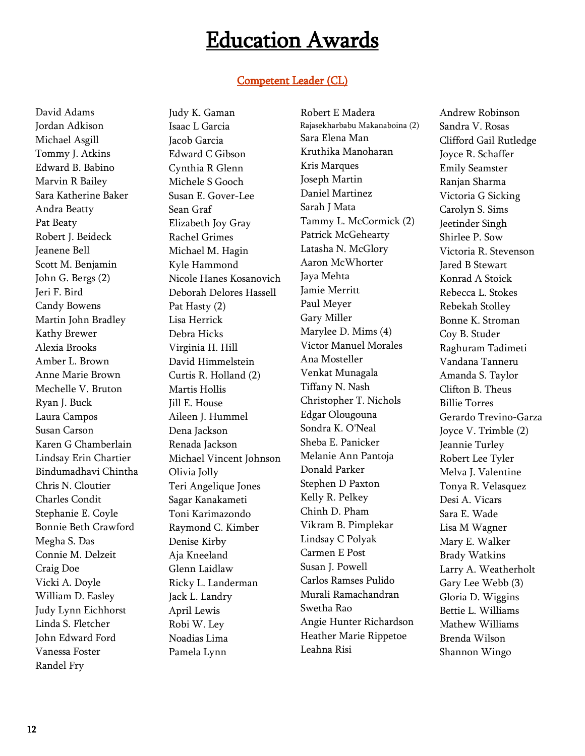# Education Awards

## Competent Leader (CL)

David Adams
Jordan Adkison
Michael Asgill
Tommy J. Atkins
Edward B. Babino
Marvin R Bailey
Sara Katherine Baker
Andra Beatty
Pat Beaty
Robert J. Beideck
Jeanene Bell
Scott M. Benjamin
John G. Bergs (2)
Jeri F. Bird
Candy Bowens
Martin John Bradley
Kathy Brewer
Alexia Brooks
Amber L. Brown
Anne Marie Brown
Mechelle V. Bruton
Ryan J. Buck
Laura Campos
Susan Carson
Karen G Chamberlain
Lindsay Erin Chartier
Bindumadhavi Chintha
Chris N. Cloutier
Charles Condit
Stephanie E. Coyle
Bonnie Beth Crawford
Megha S. Das
Connie M. Delzeit
Craig Doe
Vicki A. Doyle
William D. Easley
Judy Lynn Eichhorst
Linda S. Fletcher
John Edward Ford
Vanessa Foster
Randel Fry
Judy K. Gaman
Isaac L Garcia
Jacob Garcia
Edward C Gibson
Cynthia R Glenn
Michele S Gooch
Susan E. Gover-Lee
Sean Graf
Elizabeth Joy Gray
Rachel Grimes
Michael M. Hagin
Kyle Hammond
Nicole Hanes Kosanovich
Deborah Delores Hassell
Pat Hasty (2)
Lisa Herrick
Debra Hicks
Virginia H. Hill
David Himmelstein
Curtis R. Holland (2)
Martis Hollis
Jill E. House
Aileen J. Hummel
Dena Jackson
Renada Jackson
Michael Vincent Johnson
Olivia Jolly
Teri Angelique Jones
Sagar Kanakameti
Toni Karimazondo
Raymond C. Kimber
Denise Kirby
Aja Kneeland
Glenn Laidlaw
Ricky L. Landerman
Jack L. Landry
April Lewis
Robi W. Ley
Noadias Lima
Pamela Lynn
Robert E Madera
Rajasekharbabu Makanaboina (2)
Sara Elena Man
Kruthika Manoharan
Kris Marques
Joseph Martin
Daniel Martinez
Sarah J Mata
Tammy L. McCormick (2)
Patrick McGehearty
Latasha N. McGlory
Aaron McWhorter
Jaya Mehta
Jamie Merritt
Paul Meyer
Gary Miller
Marylee D. Mims (4)
Victor Manuel Morales
Ana Mosteller
Venkat Munagala
Tiffany N. Nash
Christopher T. Nichols
Edgar Olougouna
Sondra K. O'Neal
Sheba E. Panicker
Melanie Ann Pantoja
Donald Parker
Stephen D Paxton
Kelly R. Pelkey
Chinh D. Pham
Vikram B. Pimplekar
Lindsay C Polyak
Carmen E Post
Susan J. Powell
Carlos Ramses Pulido
Murali Ramachandran
Swetha Rao
Angie Hunter Richardson
Heather Marie Rippetoe
Leahna Risi
Andrew Robinson
Sandra V. Rosas
Clifford Gail Rutledge
Joyce R. Schaffer
Emily Seamster
Ranjan Sharma
Victoria G Sicking
Carolyn S. Sims
Jeetinder Singh
Shirlee P. Sow
Victoria R. Stevenson
Jared B Stewart
Konrad A Stoick
Rebecca L. Stokes
Rebekah Stolley
Bonne K. Stroman
Coy B. Studer
Raghuram Tadimeti
Vandana Tanneru
Amanda S. Taylor
Clifton B. Theus
Billie Torres
Gerardo Trevino-Garza
Joyce V. Trimble (2)
Jeannie Turley
Robert Lee Tyler
Melva J. Valentine
Tonya R. Velasquez
Desi A. Vicars
Sara E. Wade
Lisa M Wagner
Mary E. Walker
Brady Watkins
Larry A. Weatherholt
Gary Lee Webb (3)
Gloria D. Wiggins
Bettie L. Williams
Mathew Williams
Brenda Wilson
Shannon Wingo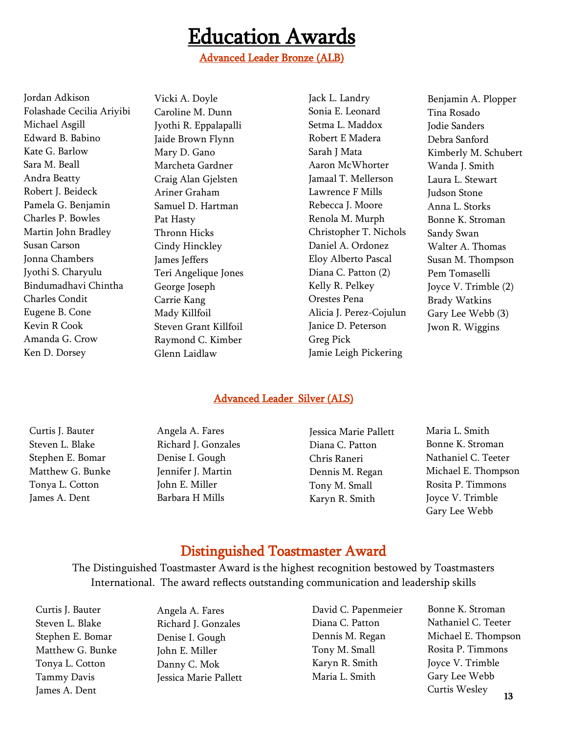# Education Awards

## Advanced Leader Bronze (ALB)

Jordan Adkison
Folashade Cecilia Ariyibi
Michael Asgill
Edward B. Babino
Kate G. Barlow
Sara M. Beall
Andra Beatty
Robert J. Beideck
Pamela G. Benjamin
Charles P. Bowles
Martin John Bradley
Susan Carson
Jonna Chambers
Jyothi S. Charyulu
Bindumadhavi Chintha
Charles Condit
Eugene B. Cone
Kevin R Cook
Amanda G. Crow
Ken D. Dorsey
Vicki A. Doyle
Caroline M. Dunn
Jyothi R. Eppalapalli
Jaide Brown Flynn
Mary D. Gano
Marcheta Gardner
Craig Alan Gjelsten
Ariner Graham
Samuel D. Hartman
Pat Hasty
Thronn Hicks
Cindy Hinckley
James Jeffers
Teri Angelique Jones
George Joseph
Carrie Kang
Mady Killfoil
Steven Grant Killfoil
Raymond C. Kimber
Glenn Laidlaw
Jack L. Landry
Sonia E. Leonard
Setma L. Maddox
Robert E Madera
Sarah J Mata
Aaron McWhorter
Jamaal T. Mellerson
Lawrence F Mills
Rebecca J. Moore
Renola M. Murph
Christopher T. Nichols
Daniel A. Ordonez
Eloy Alberto Pascal
Diana C. Patton (2)
Kelly R. Pelkey
Orestes Pena
Alicia J. Perez-Cojulun
Janice D. Peterson
Greg Pick
Jamie Leigh Pickering
Benjamin A. Plopper
Tina Rosado
Jodie Sanders
Debra Sanford
Kimberly M. Schubert
Wanda J. Smith
Laura L. Stewart
Judson Stone
Anna L. Storks
Bonne K. Stroman
Sandy Swan
Walter A. Thomas
Susan M. Thompson
Pem Tomaselli
Joyce V. Trimble (2)
Brady Watkins
Gary Lee Webb (3)
Jwon R. Wiggins

## Advanced Leader Silver (ALS)

Curtis J. Bauter
Steven L. Blake
Stephen E. Bomar
Matthew G. Bunke
Tonya L. Cotton
James A. Dent
Angela A. Fares
Richard J. Gonzales
Denise I. Gough
Jennifer J. Martin
John E. Miller
Barbara H Mills
Jessica Marie Pallett
Diana C. Patton
Chris Raneri
Dennis M. Regan
Tony M. Small
Karyn R. Smith
Maria L. Smith
Bonne K. Stroman
Nathaniel C. Teeter
Michael E. Thompson
Rosita P. Timmons
Joyce V. Trimble
Gary Lee Webb

## Distinguished Toastmaster Award

The Distinguished Toastmaster Award is the highest recognition bestowed by Toastmasters International. The award reflects outstanding communication and leadership skills

Curtis J. Bauter
Steven L. Blake
Stephen E. Bomar
Matthew G. Bunke
Tonya L. Cotton
Tammy Davis
James A. Dent
Angela A. Fares
Richard J. Gonzales
Denise I. Gough
John E. Miller
Danny C. Mok
Jessica Marie Pallett
David C. Papenmeier
Diana C. Patton
Dennis M. Regan
Tony M. Small
Karyn R. Smith
Maria L. Smith
Bonne K. Stroman
Nathaniel C. Teeter
Michael E. Thompson
Rosita P. Timmons
Joyce V. Trimble
Gary Lee Webb
Curtis Wesley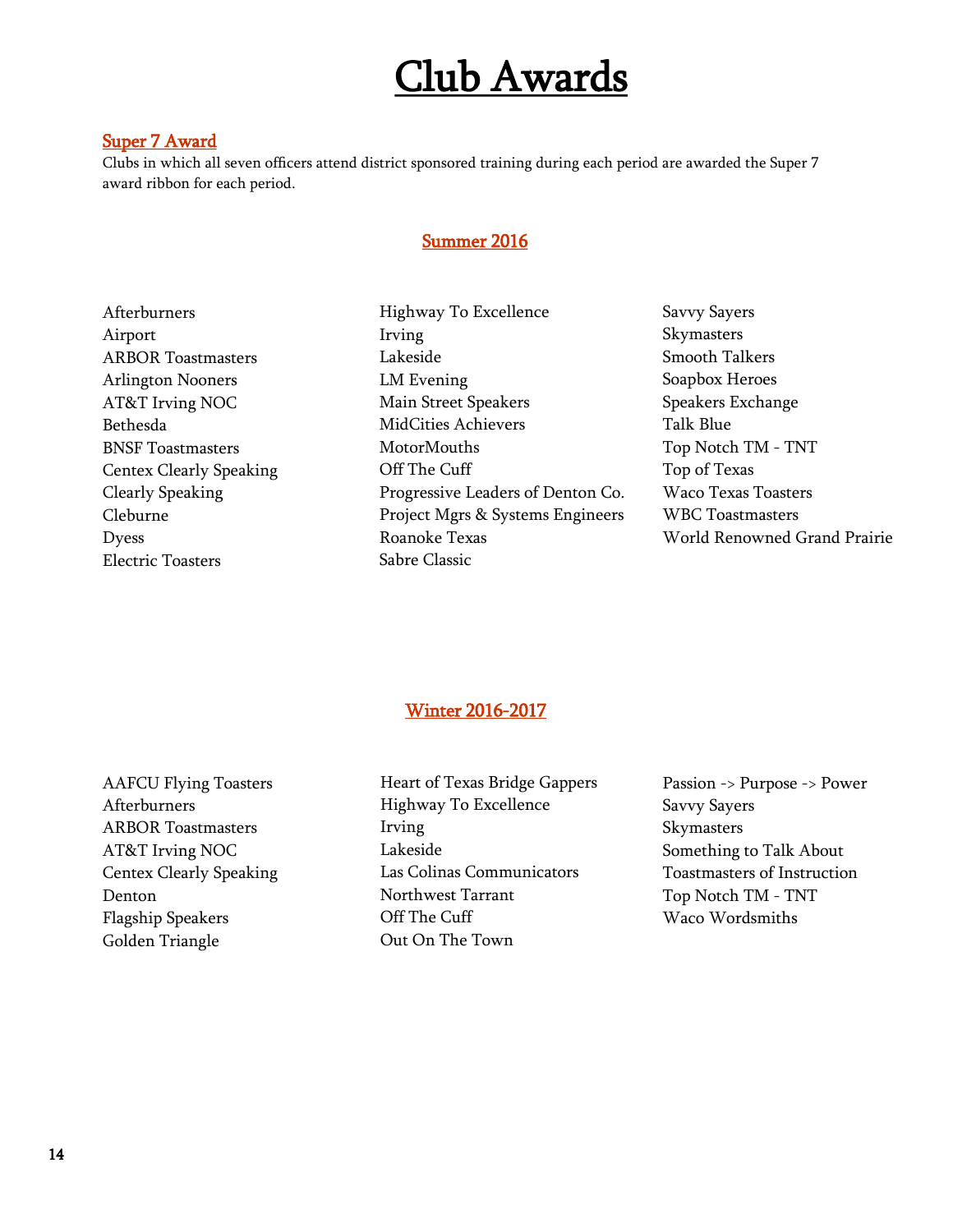# Club Awards

## Super 7 Award

Clubs in which all seven officers attend district sponsored training during each period are awarded the Super 7 award ribbon for each period.

### Summer 2016

Afterburners
Airport
ARBOR Toastmasters
Arlington Nooners
AT&T Irving NOC
Bethesda
BNSF Toastmasters
Centex Clearly Speaking
Clearly Speaking
Cleburne
Dyess
Electric Toasters
Highway To Excellence
Irving
Lakeside
LM Evening
Main Street Speakers
MidCities Achievers
MotorMouths
Off The Cuff
Progressive Leaders of Denton Co.
Project Mgrs & Systems Engineers
Roanoke Texas
Sabre Classic
Savvy Sayers
Skymasters
Smooth Talkers
Soapbox Heroes
Speakers Exchange
Talk Blue
Top Notch TM - TNT
Top of Texas
Waco Texas Toasters
WBC Toastmasters
World Renowned Grand Prairie

### Winter 2016-2017

AAFCU Flying Toasters
Afterburners
ARBOR Toastmasters
AT&T Irving NOC
Centex Clearly Speaking
Denton
Flagship Speakers
Golden Triangle
Heart of Texas Bridge Gappers
Highway To Excellence
Irving
Lakeside
Las Colinas Communicators
Northwest Tarrant
Off The Cuff
Out On The Town
Passion -> Purpose -> Power
Savvy Sayers
Skymasters
Something to Talk About
Toastmasters of Instruction
Top Notch TM - TNT
Waco Wordsmiths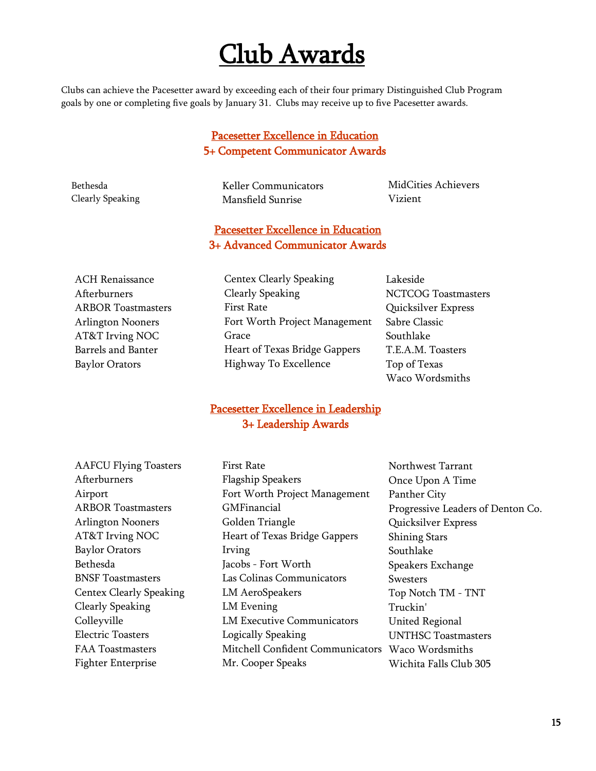# Club Awards

Clubs can achieve the Pacesetter award by exceeding each of their four primary Distinguished Club Program goals by one or completing five goals by January 31. Clubs may receive up to five Pacesetter awards.

## Pacesetter Excellence in Education
## 5+ Competent Communicator Awards

- Bethesda
- Clearly Speaking
- Keller Communicators
- Mansfield Sunrise
- MidCities Achievers
- Vizient

## Pacesetter Excellence in Education
## 3+ Advanced Communicator Awards

- ACH Renaissance
- Afterburners
- ARBOR Toastmasters
- Arlington Nooners
- AT&T Irving NOC
- Barrels and Banter
- Baylor Orators
- Centex Clearly Speaking
- Clearly Speaking
- First Rate
- Fort Worth Project Management
- Grace
- Heart of Texas Bridge Gappers
- Highway To Excellence
- Lakeside
- NCTCOG Toastmasters
- Quicksilver Express
- Sabre Classic
- Southlake
- T.E.A.M. Toasters
- Top of Texas
- Waco Wordsmiths

## Pacesetter Excellence in Leadership
## 3+ Leadership Awards

- AAFCU Flying Toasters
- Afterburners
- Airport
- ARBOR Toastmasters
- Arlington Nooners
- AT&T Irving NOC
- Baylor Orators
- Bethesda
- BNSF Toastmasters
- Centex Clearly Speaking
- Clearly Speaking
- Colleyville
- Electric Toasters
- FAA Toastmasters
- Fighter Enterprise
- First Rate
- Flagship Speakers
- Fort Worth Project Management
- GMFinancial
- Golden Triangle
- Heart of Texas Bridge Gappers
- Irving
- Jacobs - Fort Worth
- Las Colinas Communicators
- LM AeroSpeakers
- LM Evening
- LM Executive Communicators
- Logically Speaking
- Mitchell Confident Communicators
- Mr. Cooper Speaks
- Northwest Tarrant
- Once Upon A Time
- Panther City
- Progressive Leaders of Denton Co.
- Quicksilver Express
- Shining Stars
- Southlake
- Speakers Exchange
- Swesters
- Top Notch TM - TNT
- Truckin'
- United Regional
- UNTHSC Toastmasters
- Waco Wordsmiths
- Wichita Falls Club 305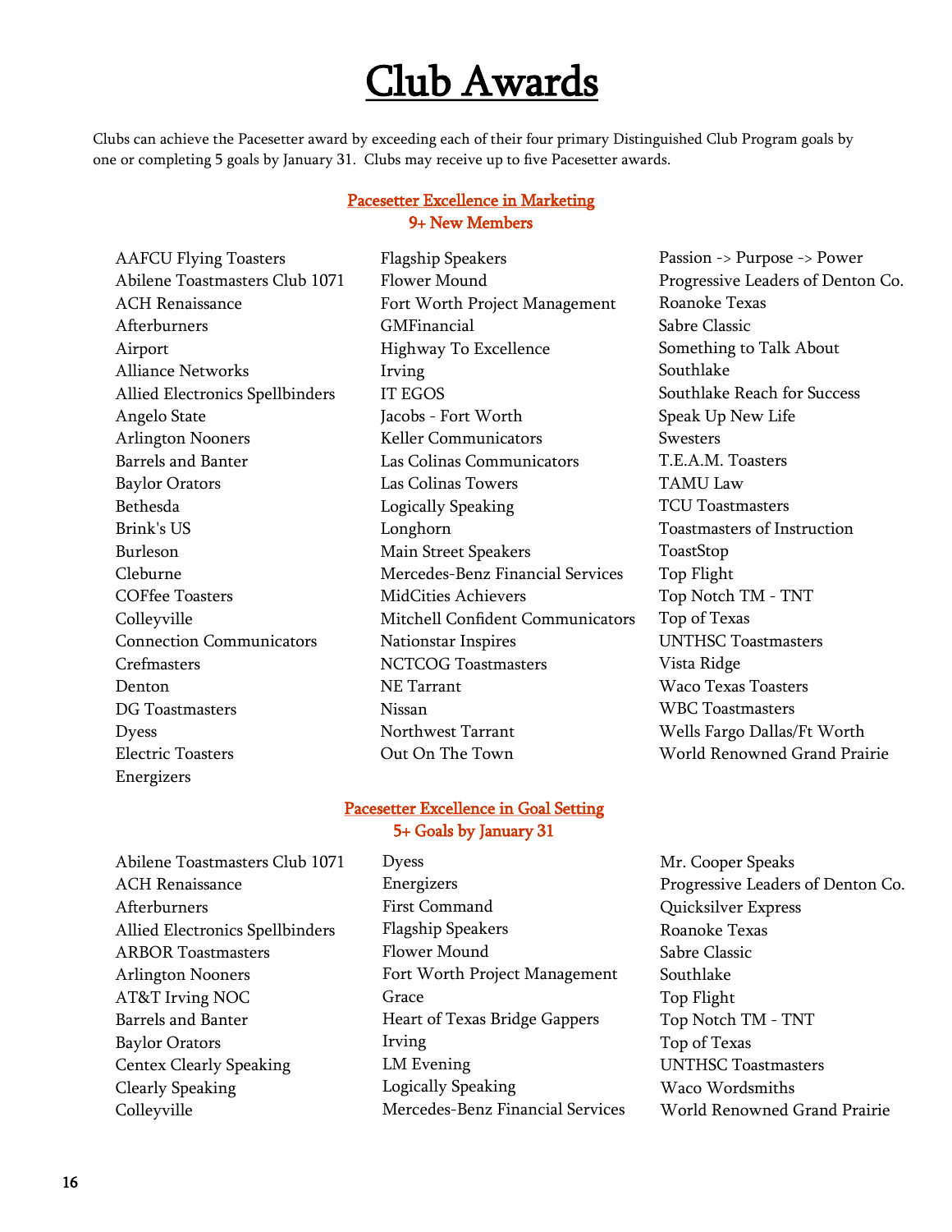# Club Awards

Clubs can achieve the Pacesetter award by exceeding each of their four primary Distinguished Club Program goals by one or completing 5 goals by January 31. Clubs may receive up to five Pacesetter awards.

## Pacesetter Excellence in Marketing
### 9+ New Members

AAFCU Flying Toasters
Abilene Toastmasters Club 1071
ACH Renaissance
Afterburners
Airport
Alliance Networks
Allied Electronics Spellbinders
Angelo State
Arlington Nooners
Barrels and Banter
Baylor Orators
Bethesda
Brink's US
Burleson
Cleburne
COFfee Toasters
Colleyville
Connection Communicators
Crefmasters
Denton
DG Toastmasters
Dyess
Electric Toasters
Energizers
Flagship Speakers
Flower Mound
Fort Worth Project Management
GMFinancial
Highway To Excellence
Irving
IT EGOS
Jacobs - Fort Worth
Keller Communicators
Las Colinas Communicators
Las Colinas Towers
Logically Speaking
Longhorn
Main Street Speakers
Mercedes-Benz Financial Services
MidCities Achievers
Mitchell Confident Communicators
Nationstar Inspires
NCTCOG Toastmasters
NE Tarrant
Nissan
Northwest Tarrant
Out On The Town
Passion -> Purpose -> Power
Progressive Leaders of Denton Co.
Roanoke Texas
Sabre Classic
Something to Talk About
Southlake
Southlake Reach for Success
Speak Up New Life
Swesters
T.E.A.M. Toasters
TAMU Law
TCU Toastmasters
Toastmasters of Instruction
ToastStop
Top Flight
Top Notch TM - TNT
Top of Texas
UNTHSC Toastmasters
Vista Ridge
Waco Texas Toasters
WBC Toastmasters
Wells Fargo Dallas/Ft Worth
World Renowned Grand Prairie

## Pacesetter Excellence in Goal Setting
### 5+ Goals by January 31

Abilene Toastmasters Club 1071
ACH Renaissance
Afterburners
Allied Electronics Spellbinders
ARBOR Toastmasters
Arlington Nooners
AT&T Irving NOC
Barrels and Banter
Baylor Orators
Centex Clearly Speaking
Clearly Speaking
Colleyville
Dyess
Energizers
First Command
Flagship Speakers
Flower Mound
Fort Worth Project Management
Grace
Heart of Texas Bridge Gappers
Irving
LM Evening
Logically Speaking
Mercedes-Benz Financial Services
Mr. Cooper Speaks
Progressive Leaders of Denton Co.
Quicksilver Express
Roanoke Texas
Sabre Classic
Southlake
Top Flight
Top Notch TM - TNT
Top of Texas
UNTHSC Toastmasters
Waco Wordsmiths
World Renowned Grand Prairie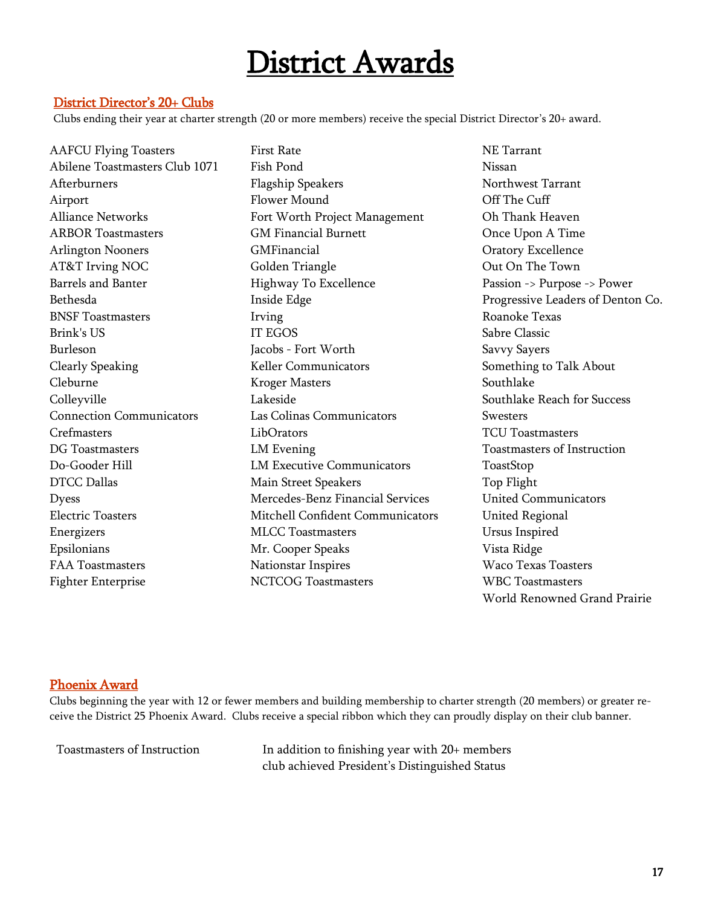# District Awards

## District Director's 20+ Clubs

Clubs ending their year at charter strength (20 or more members) receive the special District Director's 20+ award.

AAFCU Flying Toasters
Abilene Toastmasters Club 1071
Afterburners
Airport
Alliance Networks
ARBOR Toastmasters
Arlington Nooners
AT&T Irving NOC
Barrels and Banter
Bethesda
BNSF Toastmasters
Brink's US
Burleson
Clearly Speaking
Cleburne
Colleyville
Connection Communicators
Crefmasters
DG Toastmasters
Do-Gooder Hill
DTCC Dallas
Dyess
Electric Toasters
Energizers
Epsilonians
FAA Toastmasters
Fighter Enterprise
First Rate
Fish Pond
Flagship Speakers
Flower Mound
Fort Worth Project Management
GM Financial Burnett
GMFinancial
Golden Triangle
Highway To Excellence
Inside Edge
Irving
IT EGOS
Jacobs - Fort Worth
Keller Communicators
Kroger Masters
Lakeside
Las Colinas Communicators
LibOrators
LM Evening
LM Executive Communicators
Main Street Speakers
Mercedes-Benz Financial Services
Mitchell Confident Communicators
MLCC Toastmasters
Mr. Cooper Speaks
Nationstar Inspires
NCTCOG Toastmasters
NE Tarrant
Nissan
Northwest Tarrant
Off The Cuff
Oh Thank Heaven
Once Upon A Time
Oratory Excellence
Out On The Town
Passion -> Purpose -> Power
Progressive Leaders of Denton Co.
Roanoke Texas
Sabre Classic
Savvy Sayers
Something to Talk About
Southlake
Southlake Reach for Success
Swesters
TCU Toastmasters
Toastmasters of Instruction
ToastStop
Top Flight
United Communicators
United Regional
Ursus Inspired
Vista Ridge
Waco Texas Toasters
WBC Toastmasters
World Renowned Grand Prairie

## Phoenix Award

Clubs beginning the year with 12 or fewer members and building membership to charter strength (20 members) or greater receive the District 25 Phoenix Award. Clubs receive a special ribbon which they can proudly display on their club banner.

| | |
|---|---|
| Toastmasters of Instruction | In addition to finishing year with 20+ members club achieved President's Distinguished Status |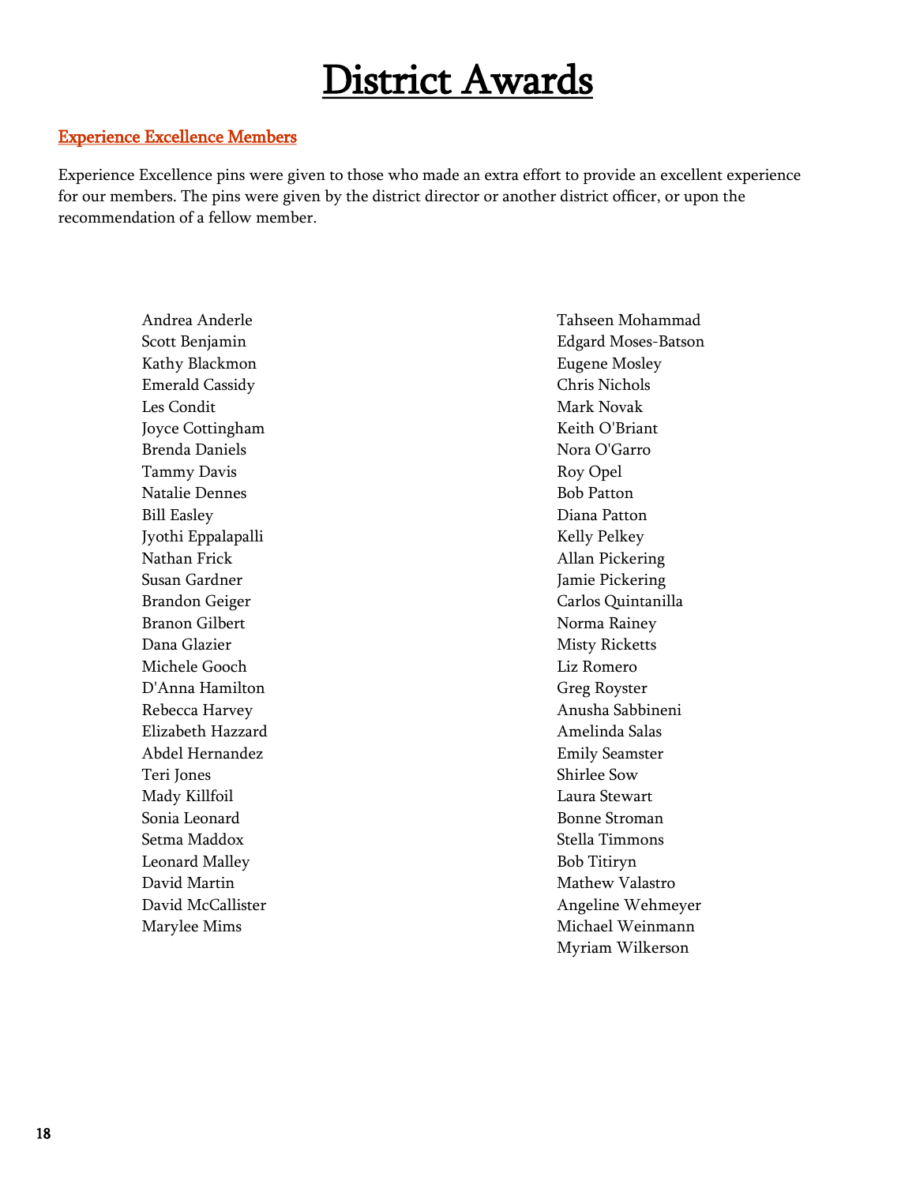# District Awards

## Experience Excellence Members

Experience Excellence pins were given to those who made an extra effort to provide an excellent experience for our members. The pins were given by the district director or another district officer, or upon the recommendation of a fellow member.

Andrea Anderle
Scott Benjamin
Kathy Blackmon
Emerald Cassidy
Les Condit
Joyce Cottingham
Brenda Daniels
Tammy Davis
Natalie Dennes
Bill Easley
Jyothi Eppalapalli
Nathan Frick
Susan Gardner
Brandon Geiger
Branon Gilbert
Dana Glazier
Michele Gooch
D'Anna Hamilton
Rebecca Harvey
Elizabeth Hazzard
Abdel Hernandez
Teri Jones
Mady Killfoil
Sonia Leonard
Setma Maddox
Leonard Malley
David Martin
David McCallister
Marylee Mims
Tahseen Mohammad
Edgard Moses-Batson
Eugene Mosley
Chris Nichols
Mark Novak
Keith O'Briant
Nora O'Garro
Roy Opel
Bob Patton
Diana Patton
Kelly Pelkey
Allan Pickering
Jamie Pickering
Carlos Quintanilla
Norma Rainey
Misty Ricketts
Liz Romero
Greg Royster
Anusha Sabbineni
Amelinda Salas
Emily Seamster
Shirlee Sow
Laura Stewart
Bonne Stroman
Stella Timmons
Bob Titiryn
Mathew Valastro
Angeline Wehmeyer
Michael Weinmann
Myriam Wilkerson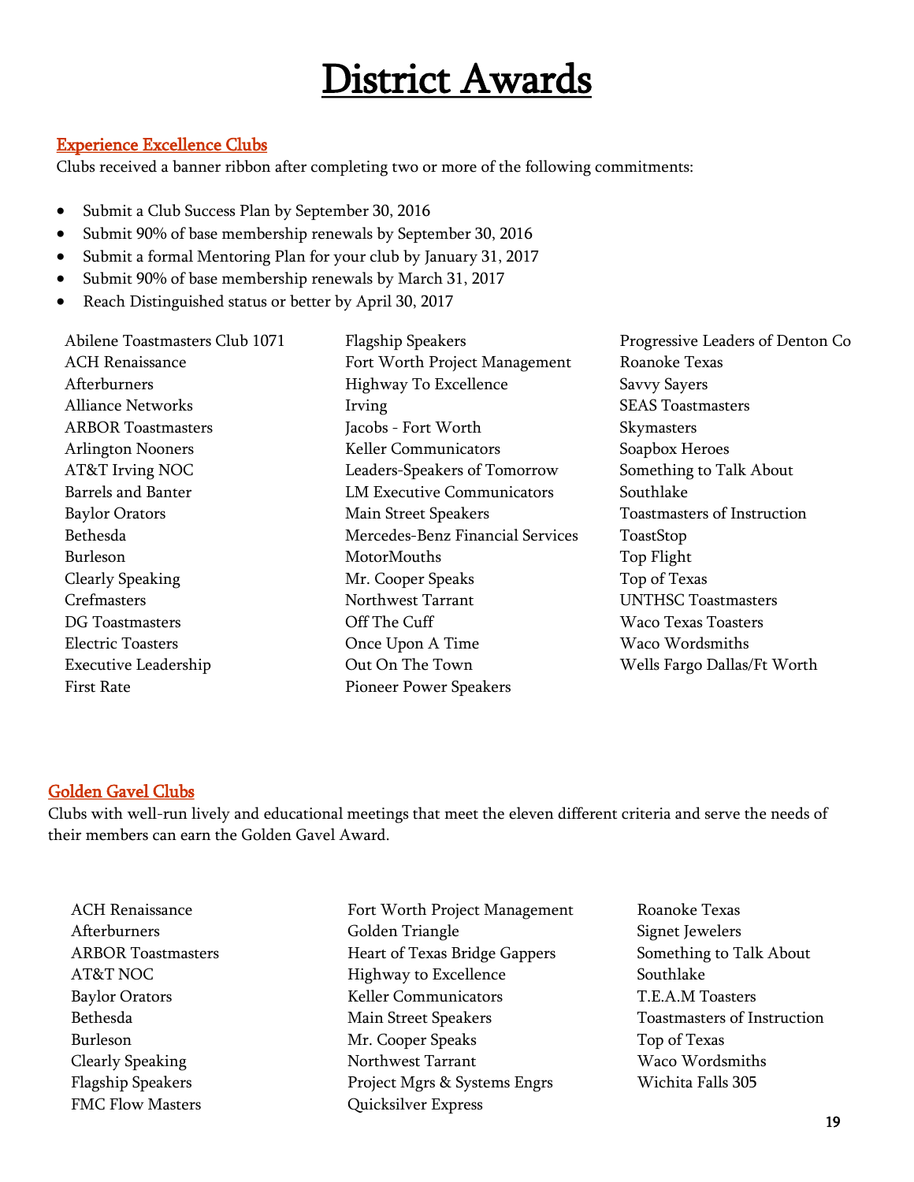# District Awards

## Experience Excellence Clubs

Clubs received a banner ribbon after completing two or more of the following commitments:

- Submit a Club Success Plan by September 30, 2016
- Submit 90% of base membership renewals by September 30, 2016
- Submit a formal Mentoring Plan for your club by January 31, 2017
- Submit 90% of base membership renewals by March 31, 2017
- Reach Distinguished status or better by April 30, 2017

Abilene Toastmasters Club 1071
ACH Renaissance
Afterburners
Alliance Networks
ARBOR Toastmasters
Arlington Nooners
AT&T Irving NOC
Barrels and Banter
Baylor Orators
Bethesda
Burleson
Clearly Speaking
Crefmasters
DG Toastmasters
Electric Toasters
Executive Leadership
First Rate
Flagship Speakers
Fort Worth Project Management
Highway To Excellence
Irving
Jacobs - Fort Worth
Keller Communicators
Leaders-Speakers of Tomorrow
LM Executive Communicators
Main Street Speakers
Mercedes-Benz Financial Services
MotorMouths
Mr. Cooper Speaks
Northwest Tarrant
Off The Cuff
Once Upon A Time
Out On The Town
Pioneer Power Speakers
Progressive Leaders of Denton Co
Roanoke Texas
Savvy Sayers
SEAS Toastmasters
Skymasters
Soapbox Heroes
Something to Talk About
Southlake
Toastmasters of Instruction
ToastStop
Top Flight
Top of Texas
UNTHSC Toastmasters
Waco Texas Toasters
Waco Wordsmiths
Wells Fargo Dallas/Ft Worth

## Golden Gavel Clubs

Clubs with well-run lively and educational meetings that meet the eleven different criteria and serve the needs of their members can earn the Golden Gavel Award.

ACH Renaissance
Afterburners
ARBOR Toastmasters
AT&T NOC
Baylor Orators
Bethesda
Burleson
Clearly Speaking
Flagship Speakers
FMC Flow Masters
Fort Worth Project Management
Golden Triangle
Heart of Texas Bridge Gappers
Highway to Excellence
Keller Communicators
Main Street Speakers
Mr. Cooper Speaks
Northwest Tarrant
Project Mgrs & Systems Engrs
Quicksilver Express
Roanoke Texas
Signet Jewelers
Something to Talk About
Southlake
T.E.A.M Toasters
Toastmasters of Instruction
Top of Texas
Waco Wordsmiths
Wichita Falls 305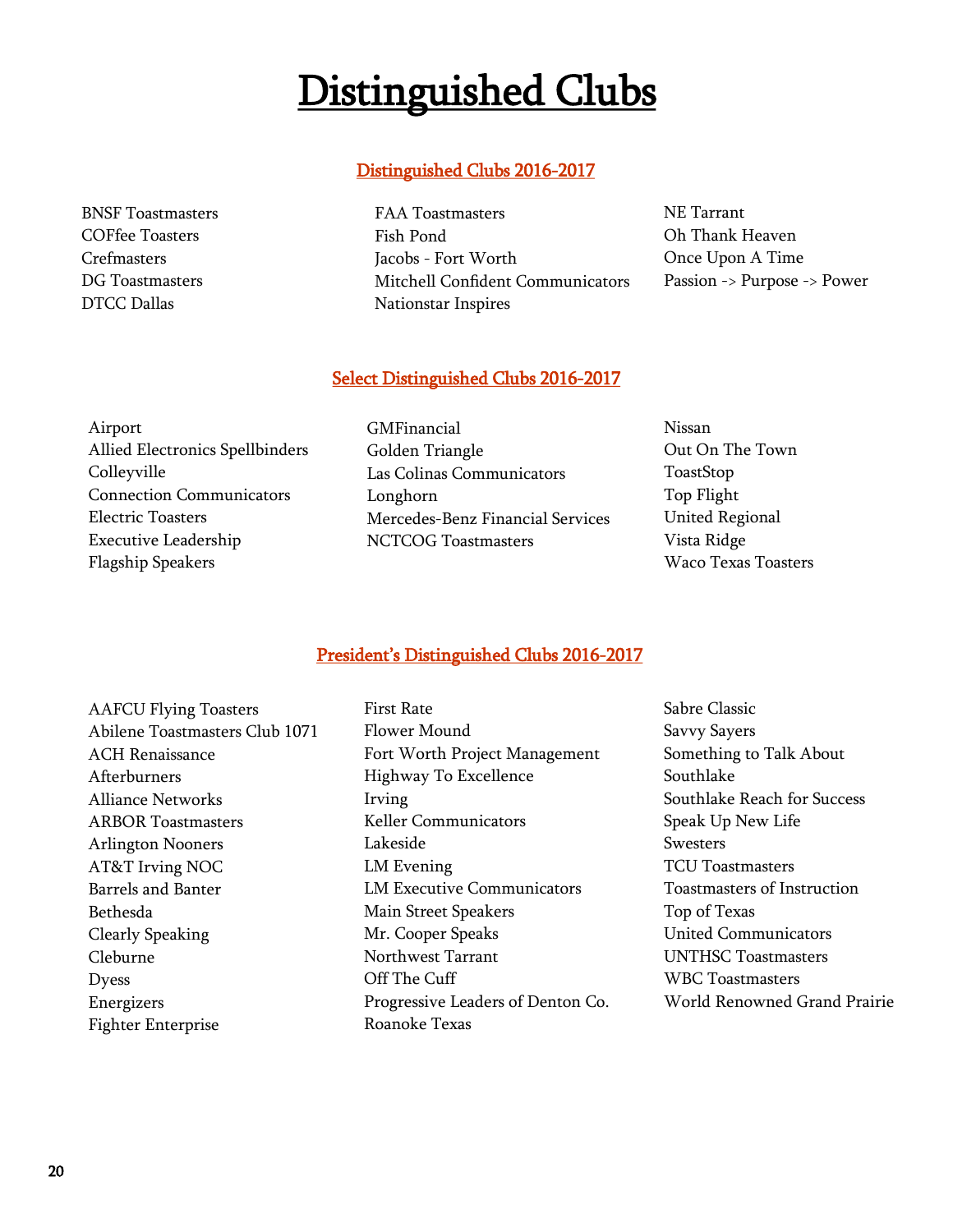# Distinguished Clubs

## Distinguished Clubs 2016-2017

BNSF Toastmasters
COFfee Toasters
Crefmasters
DG Toastmasters
DTCC Dallas
FAA Toastmasters
Fish Pond
Jacobs - Fort Worth
Mitchell Confident Communicators
Nationstar Inspires
NE Tarrant
Oh Thank Heaven
Once Upon A Time
Passion -> Purpose -> Power

## Select Distinguished Clubs 2016-2017

Airport
Allied Electronics Spellbinders
Colleyville
Connection Communicators
Electric Toasters
Executive Leadership
Flagship Speakers
GMFinancial
Golden Triangle
Las Colinas Communicators
Longhorn
Mercedes-Benz Financial Services
NCTCOG Toastmasters
Nissan
Out On The Town
ToastStop
Top Flight
United Regional
Vista Ridge
Waco Texas Toasters

## President's Distinguished Clubs 2016-2017

AAFCU Flying Toasters
Abilene Toastmasters Club 1071
ACH Renaissance
Afterburners
Alliance Networks
ARBOR Toastmasters
Arlington Nooners
AT&T Irving NOC
Barrels and Banter
Bethesda
Clearly Speaking
Cleburne
Dyess
Energizers
Fighter Enterprise
First Rate
Flower Mound
Fort Worth Project Management
Highway To Excellence
Irving
Keller Communicators
Lakeside
LM Evening
LM Executive Communicators
Main Street Speakers
Mr. Cooper Speaks
Northwest Tarrant
Off The Cuff
Progressive Leaders of Denton Co.
Roanoke Texas
Sabre Classic
Savvy Sayers
Something to Talk About
Southlake
Southlake Reach for Success
Speak Up New Life
Swesters
TCU Toastmasters
Toastmasters of Instruction
Top of Texas
United Communicators
UNTHSC Toastmasters
WBC Toastmasters
World Renowned Grand Prairie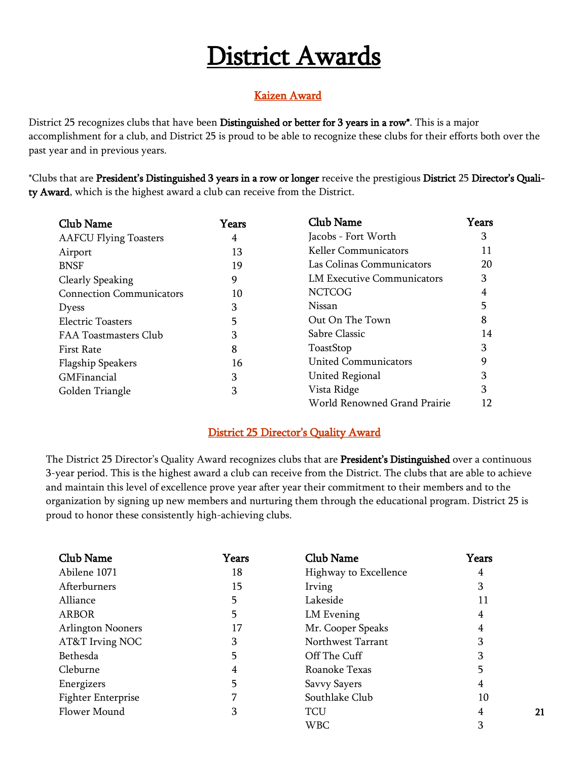# District Awards

## Kaizen Award

District 25 recognizes clubs that have been **Distinguished or better for 3 years in a row***. This is a major accomplishment for a club, and District 25 is proud to be able to recognize these clubs for their efforts both over the past year and in previous years.

*Clubs that are **President's Distinguished 3 years in a row or longer** receive the prestigious **District 25 Director's Quality Award**, which is the highest award a club can receive from the District.

| Club Name | Years | Club Name | Years |
|---|---|---|---|
| AAFCU Flying Toasters | 4 | Jacobs - Fort Worth | 3 |
| Airport | 13 | Keller Communicators | 11 |
| BNSF | 19 | Las Colinas Communicators | 20 |
| Clearly Speaking | 9 | LM Executive Communicators | 3 |
| Connection Communicators | 10 | NCTCOG | 4 |
| Dyess | 3 | Nissan | 5 |
| Electric Toasters | 5 | Out On The Town | 8 |
| FAA Toastmasters Club | 3 | Sabre Classic | 14 |
| First Rate | 8 | ToastStop | 3 |
| Flagship Speakers | 16 | United Communicators | 9 |
| GMFinancial | 3 | United Regional | 3 |
| Golden Triangle | 3 | Vista Ridge | 3 |
| | | World Renowned Grand Prairie | 12 |

## District 25 Director's Quality Award

The District 25 Director's Quality Award recognizes clubs that are **President's Distinguished** over a continuous 3-year period. This is the highest award a club can receive from the District. The clubs that are able to achieve and maintain this level of excellence prove year after year their commitment to their members and to the organization by signing up new members and nurturing them through the educational program. District 25 is proud to honor these consistently high-achieving clubs.

| Club Name | Years | Club Name | Years |
|---|---|---|---|
| Abilene 1071 | 18 | Highway to Excellence | 4 |
| Afterburners | 15 | Irving | 3 |
| Alliance | 5 | Lakeside | 11 |
| ARBOR | 5 | LM Evening | 4 |
| Arlington Nooners | 17 | Mr. Cooper Speaks | 4 |
| AT&T Irving NOC | 3 | Northwest Tarrant | 3 |
| Bethesda | 5 | Off The Cuff | 3 |
| Cleburne | 4 | Roanoke Texas | 5 |
| Energizers | 5 | Savvy Sayers | 4 |
| Fighter Enterprise | 7 | Southlake Club | 10 |
| Flower Mound | 3 | TCU | 4 |
| | | WBC | 3 |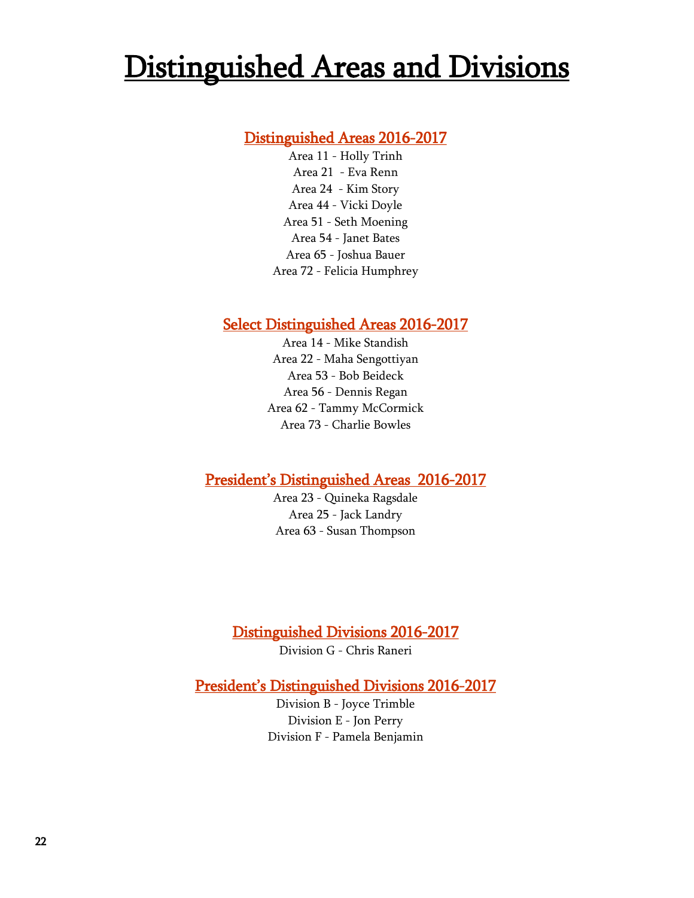# Distinguished Areas and Divisions

## Distinguished Areas 2016-2017

Area 11 - Holly Trinh
Area 21 - Eva Renn
Area 24 - Kim Story
Area 44 - Vicki Doyle
Area 51 - Seth Moening
Area 54 - Janet Bates
Area 65 - Joshua Bauer
Area 72 - Felicia Humphrey

## Select Distinguished Areas 2016-2017

Area 14 - Mike Standish
Area 22 - Maha Sengottiyan
Area 53 - Bob Beideck
Area 56 - Dennis Regan
Area 62 - Tammy McCormick
Area 73 - Charlie Bowles

## President's Distinguished Areas 2016-2017

Area 23 - Quineka Ragsdale
Area 25 - Jack Landry
Area 63 - Susan Thompson

## Distinguished Divisions 2016-2017

Division G - Chris Raneri

## President's Distinguished Divisions 2016-2017

Division B - Joyce Trimble
Division E - Jon Perry
Division F - Pamela Benjamin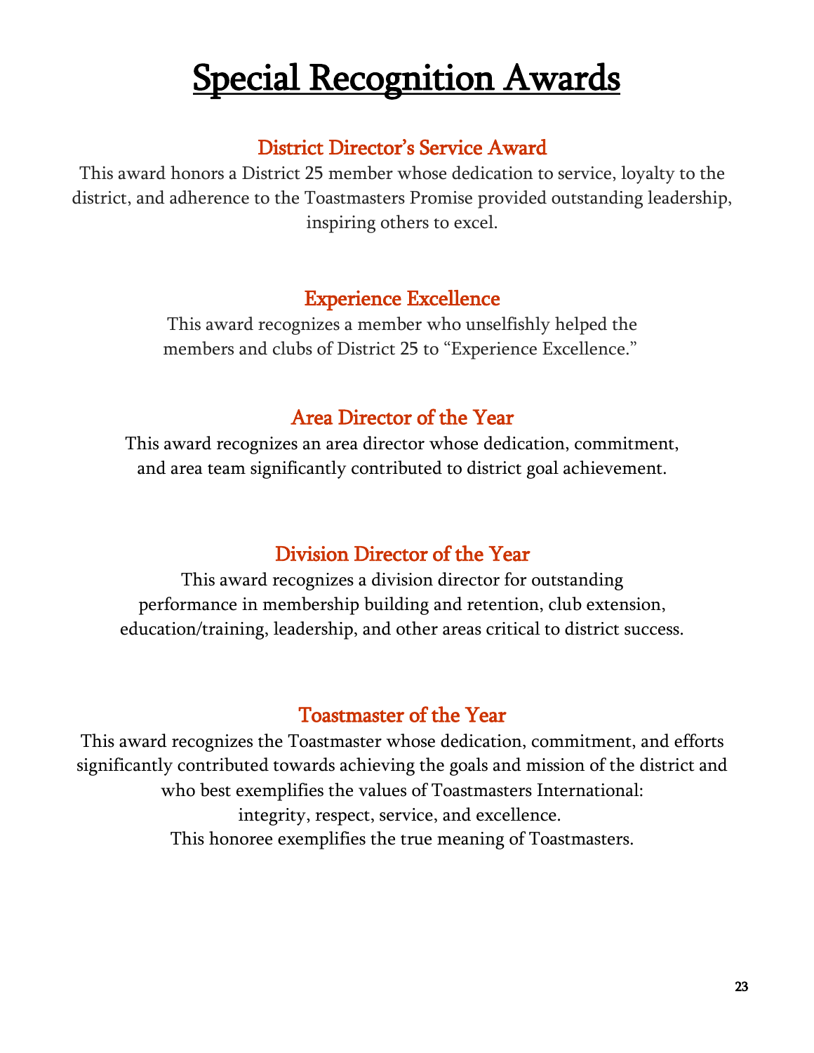# Special Recognition Awards

## District Director's Service Award

This award honors a District 25 member whose dedication to service, loyalty to the district, and adherence to the Toastmasters Promise provided outstanding leadership, inspiring others to excel.

## Experience Excellence

This award recognizes a member who unselfishly helped the members and clubs of District 25 to "Experience Excellence."

## Area Director of the Year

This award recognizes an area director whose dedication, commitment, and area team significantly contributed to district goal achievement.

## Division Director of the Year

This award recognizes a division director for outstanding performance in membership building and retention, club extension, education/training, leadership, and other areas critical to district success.

## Toastmaster of the Year

This award recognizes the Toastmaster whose dedication, commitment, and efforts significantly contributed towards achieving the goals and mission of the district and who best exemplifies the values of Toastmasters International:
integrity, respect, service, and excellence.
This honoree exemplifies the true meaning of Toastmasters.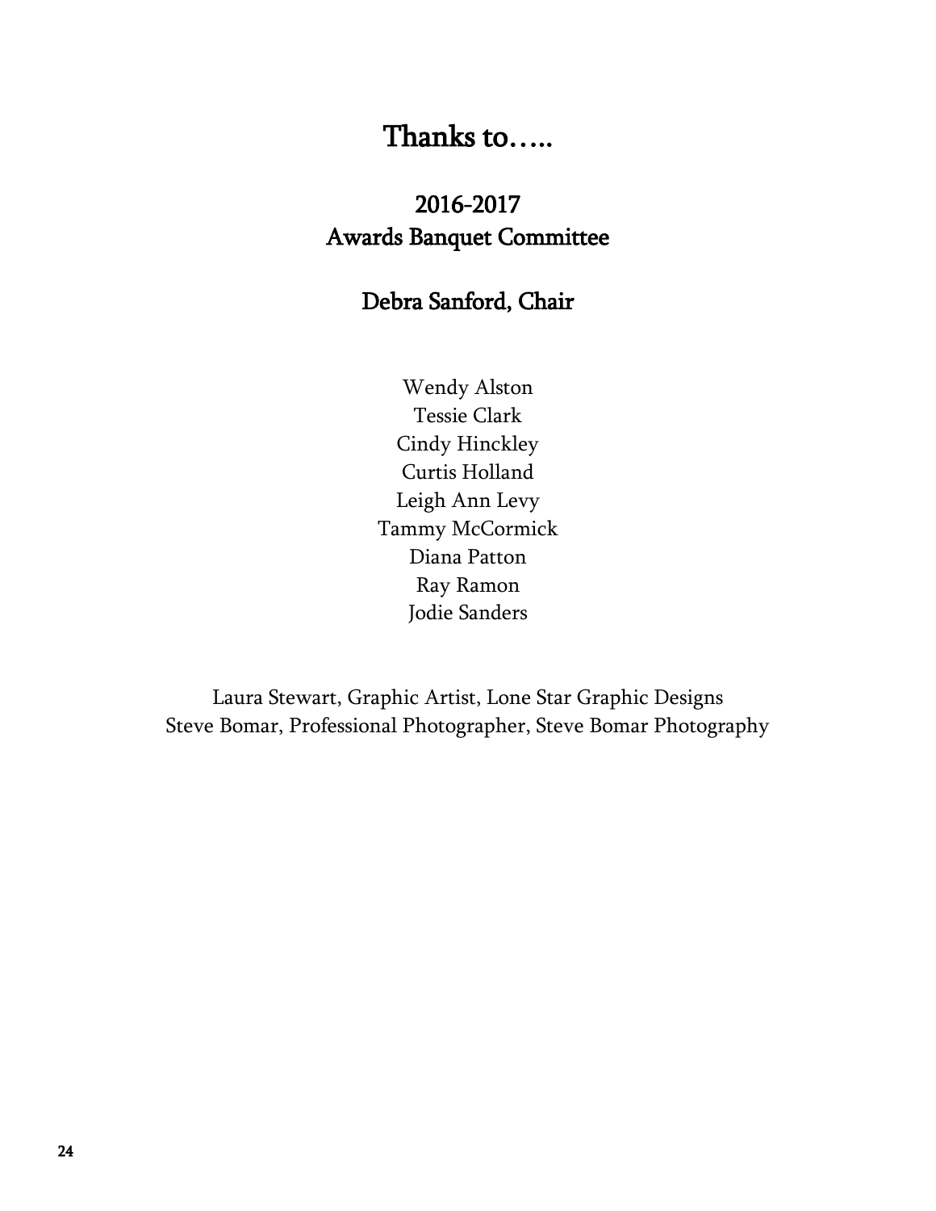# Thanks to…..

## 2016-2017
## Awards Banquet Committee

## Debra Sanford, Chair

Wendy Alston
Tessie Clark
Cindy Hinckley
Curtis Holland
Leigh Ann Levy
Tammy McCormick
Diana Patton
Ray Ramon
Jodie Sanders

Laura Stewart, Graphic Artist, Lone Star Graphic Designs
Steve Bomar, Professional Photographer, Steve Bomar Photography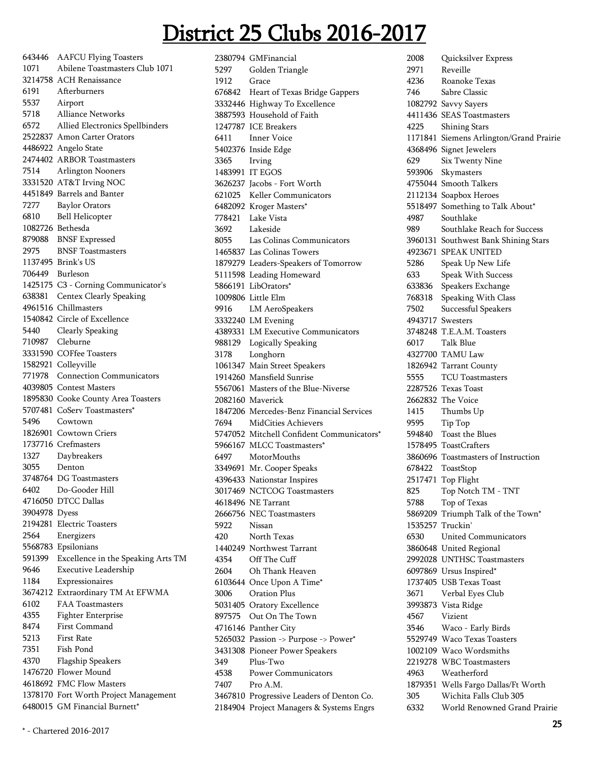# District 25 Clubs 2016-2017

643446 AAFCU Flying Toasters
1071 Abilene Toastmasters Club 1071
3214758 ACH Renaissance
6191 Afterburners
5537 Airport
5718 Alliance Networks
6572 Allied Electronics Spellbinders
2522837 Amon Carter Orators
4486922 Angelo State
2474402 ARBOR Toastmasters
7514 Arlington Nooners
3331520 AT&T Irving NOC
4451849 Barrels and Banter
7277 Baylor Orators
6810 Bell Helicopter
1082726 Bethesda
879088 BNSF Expressed
2975 BNSF Toastmasters
1137495 Brink's US
706449 Burleson
1425175 C3 - Corning Communicator's
638381 Centex Clearly Speaking
4961516 Chillmasters
1540842 Circle of Excellence
5440 Clearly Speaking
710987 Cleburne
3331590 COFfee Toasters
1582921 Colleyville
771978 Connection Communicators
4039805 Contest Masters
1895830 Cooke County Area Toasters
5707481 CoServ Toastmasters*
5496 Cowtown
1826901 Cowtown Criers
1737716 Crefmasters
1327 Daybreakers
3055 Denton
3748764 DG Toastmasters
6402 Do-Gooder Hill
4716050 DTCC Dallas
3904978 Dyess
2194281 Electric Toasters
2564 Energizers
5568783 Epsilonians
591399 Excellence in the Speaking Arts TM
9646 Executive Leadership
1184 Expressionaires
3674212 Extraordinary TM At EFWMA
6102 FAA Toastmasters
4355 Fighter Enterprise
8474 First Command
5213 First Rate
7351 Fish Pond
4370 Flagship Speakers
1476720 Flower Mound
4618692 FMC Flow Masters
1378170 Fort Worth Project Management
6480015 GM Financial Burnett*
2380794 GMFinancial
5297 Golden Triangle
1912 Grace
676842 Heart of Texas Bridge Gappers
3332446 Highway To Excellence
3887593 Household of Faith
1247787 ICE Breakers
6411 Inner Voice
5402376 Inside Edge
3365 Irving
1483991 IT EGOS
3626237 Jacobs - Fort Worth
621025 Keller Communicators
6482092 Kroger Masters*
778421 Lake Vista
3692 Lakeside
8055 Las Colinas Communicators
1465837 Las Colinas Towers
1879279 Leaders-Speakers of Tomorrow
5111598 Leading Homeward
5866191 LibOrators*
1009806 Little Elm
9916 LM AeroSpeakers
3332240 LM Evening
4389331 LM Executive Communicators
988129 Logically Speaking
3178 Longhorn
1061347 Main Street Speakers
1914260 Mansfield Sunrise
5567061 Masters of the Blue-Niverse
2082160 Maverick
1847206 Mercedes-Benz Financial Services
7694 MidCities Achievers
5747052 Mitchell Confident Communicators*
5966167 MLCC Toastmasters*
6497 MotorMouths
3349691 Mr. Cooper Speaks
4396433 Nationstar Inspires
3017469 NCTCOG Toastmasters
4618496 NE Tarrant
2666756 NEC Toastmasters
5922 Nissan
420 North Texas
1440249 Northwest Tarrant
4354 Off The Cuff
2604 Oh Thank Heaven
6103644 Once Upon A Time*
3006 Oration Plus
5031405 Oratory Excellence
897575 Out On The Town
4716146 Panther City
5265032 Passion -> Purpose -> Power*
3431308 Pioneer Power Speakers
349 Plus-Two
4538 Power Communicators
7407 Pro A.M.
3467810 Progressive Leaders of Denton Co.
2184904 Project Managers & Systems Engrs
2008 Quicksilver Express
2971 Reveille
4236 Roanoke Texas
746 Sabre Classic
1082792 Savvy Sayers
4411436 SEAS Toastmasters
4225 Shining Stars
1171841 Siemens Arlington/Grand Prairie
4368496 Signet Jewelers
629 Six Twenty Nine
593906 Skymasters
4755044 Smooth Talkers
2112134 Soapbox Heroes
5518497 Something to Talk About*
4987 Southlake
989 Southlake Reach for Success
3960131 Southwest Bank Shining Stars
4923671 SPEAK UNITED
5286 Speak Up New Life
633 Speak With Success
633836 Speakers Exchange
768318 Speaking With Class
7502 Successful Speakers
4943717 Swesters
3748248 T.E.A.M. Toasters
6017 Talk Blue
4327700 TAMU Law
1826942 Tarrant County
5555 TCU Toastmasters
2287526 Texas Toast
2662832 The Voice
1415 Thumbs Up
9595 Tip Top
594840 Toast the Blues
1578495 ToastCrafters
3860696 Toastmasters of Instruction
678422 ToastStop
2517471 Top Flight
825 Top Notch TM - TNT
5788 Top of Texas
5869209 Triumph Talk of the Town*
1535257 Truckin'
6530 United Communicators
3860648 United Regional
2992028 UNTHSC Toastmasters
6097869 Ursus Inspired*
1737405 USB Texas Toast
3671 Verbal Eyes Club
3993873 Vista Ridge
4567 Vizient
3546 Waco - Early Birds
5529749 Waco Texas Toasters
1002109 Waco Wordsmiths
2219278 WBC Toastmasters
4963 Weatherford
1879351 Wells Fargo Dallas/Ft Worth
305 Wichita Falls Club 305
6332 World Renowned Grand Prairie

\* - Chartered 2016-2017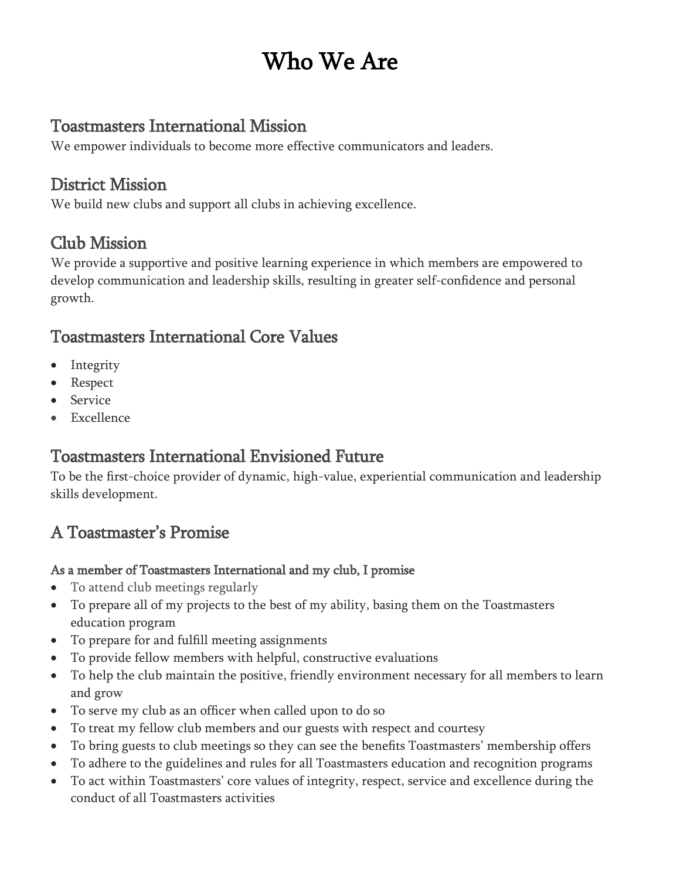# Who We Are

## Toastmasters International Mission

We empower individuals to become more effective communicators and leaders.

## District Mission

We build new clubs and support all clubs in achieving excellence.

## Club Mission

We provide a supportive and positive learning experience in which members are empowered to develop communication and leadership skills, resulting in greater self-confidence and personal growth.

## Toastmasters International Core Values

- Integrity
- Respect
- Service
- Excellence

## Toastmasters International Envisioned Future

To be the first-choice provider of dynamic, high-value, experiential communication and leadership skills development.

## A Toastmaster's Promise

**As a member of Toastmasters International and my club, I promise**

- To attend club meetings regularly
- To prepare all of my projects to the best of my ability, basing them on the Toastmasters education program
- To prepare for and fulfill meeting assignments
- To provide fellow members with helpful, constructive evaluations
- To help the club maintain the positive, friendly environment necessary for all members to learn and grow
- To serve my club as an officer when called upon to do so
- To treat my fellow club members and our guests with respect and courtesy
- To bring guests to club meetings so they can see the benefits Toastmasters' membership offers
- To adhere to the guidelines and rules for all Toastmasters education and recognition programs
- To act within Toastmasters' core values of integrity, respect, service and excellence during the conduct of all Toastmasters activities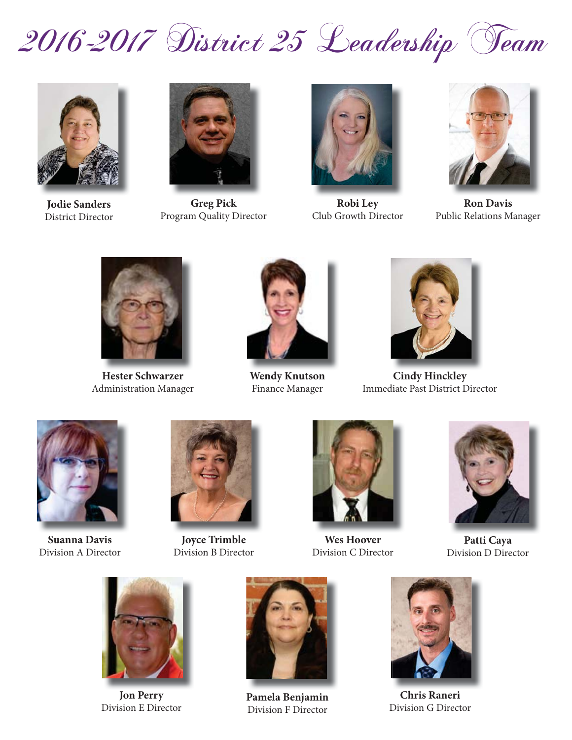# 2016-2017 District 25 Leadership Team

**Jodie Sanders**
District Director

**Greg Pick**
Program Quality Director

**Robi Ley**
Club Growth Director

**Ron Davis**
Public Relations Manager

**Hester Schwarzer**
Administration Manager

**Wendy Knutson**
Finance Manager

**Cindy Hinckley**
Immediate Past District Director

**Suanna Davis**
Division A Director

**Joyce Trimble**
Division B Director

**Wes Hoover**
Division C Director

**Patti Caya**
Division D Director

**Jon Perry**
Division E Director

**Pamela Benjamin**
Division F Director

**Chris Raneri**
Division G Director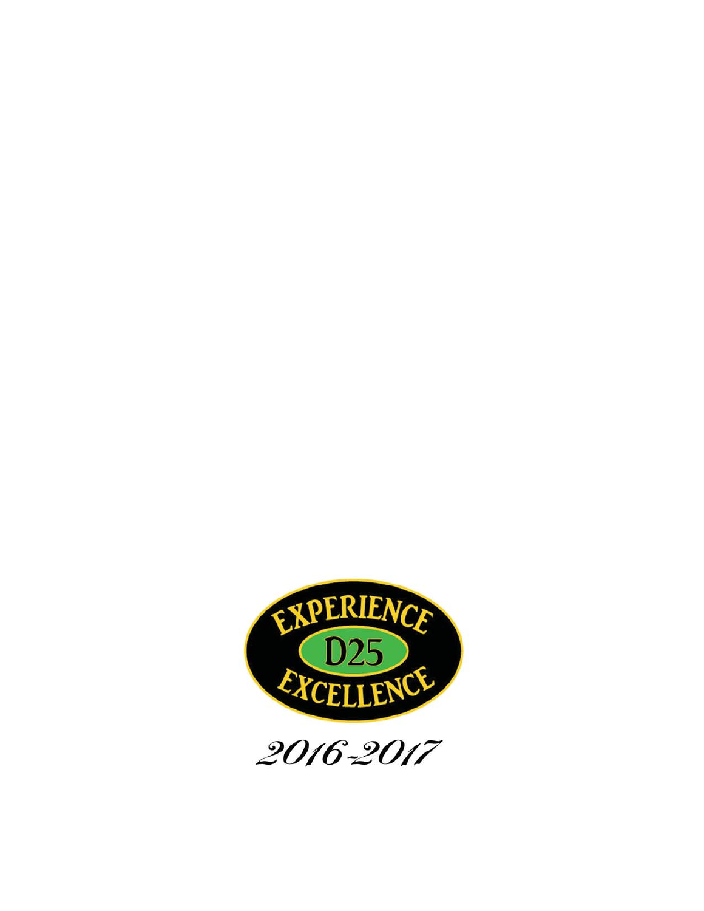EXPERIENCE

D25

EXCELLENCE

2016-2017